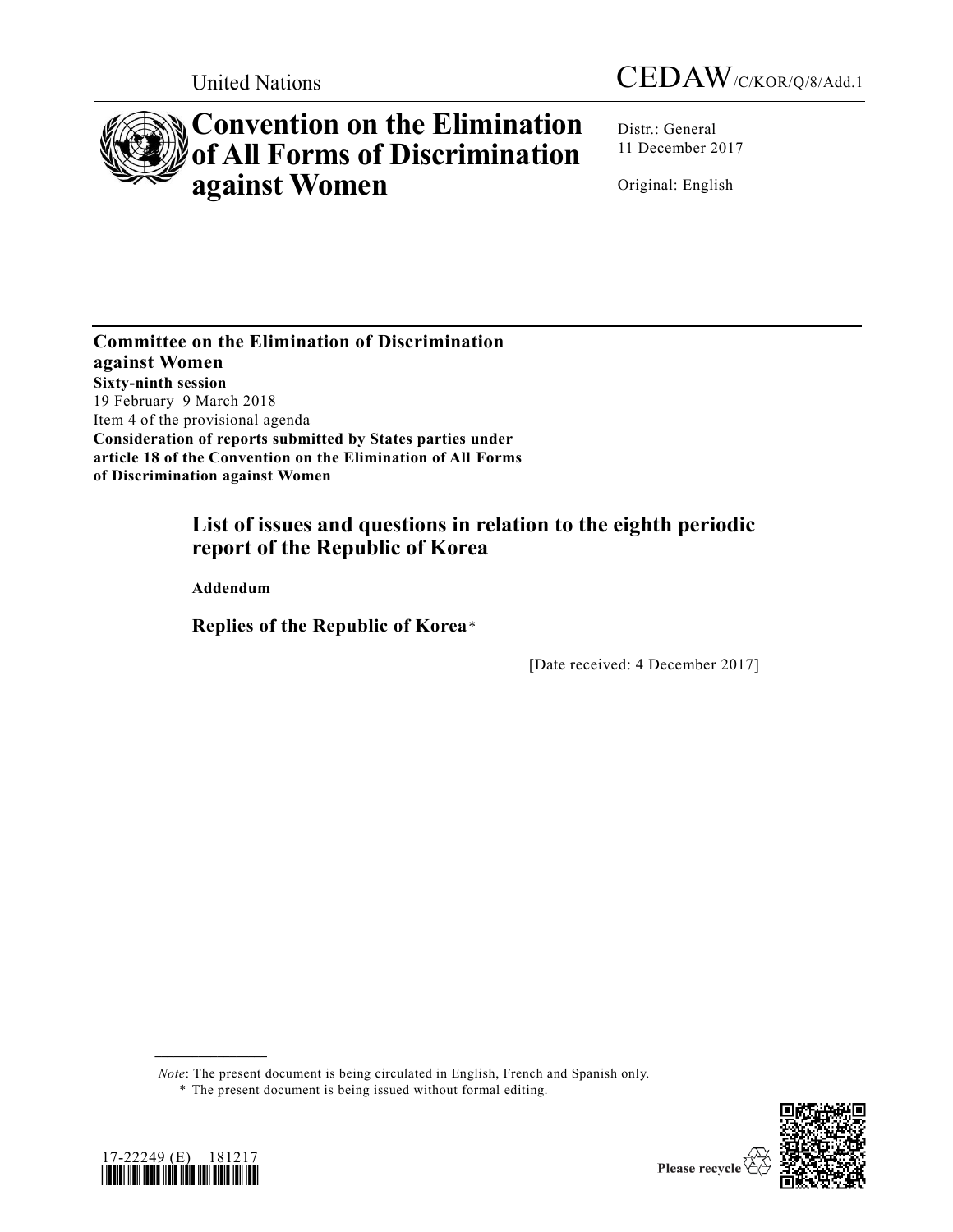United Nations

CEDAW/C/KOR/Q/8/Add.1

# Convention on the Elimination of All Forms of Discrimination against Women

Distr.: General
11 December 2017

Original: English

**Committee on the Elimination of Discrimination against Women**
**Sixty-ninth session**
19 February–9 March 2018
Item 4 of the provisional agenda
**Consideration of reports submitted by States parties under article 18 of the Convention on the Elimination of All Forms of Discrimination against Women**

## List of issues and questions in relation to the eighth periodic report of the Republic of Korea

**Addendum**

## Replies of the Republic of Korea*

[Date received: 4 December 2017]

*Note*: The present document is being circulated in English, French and Spanish only.

\* The present document is being issued without formal editing.

17-22249 (E) 181217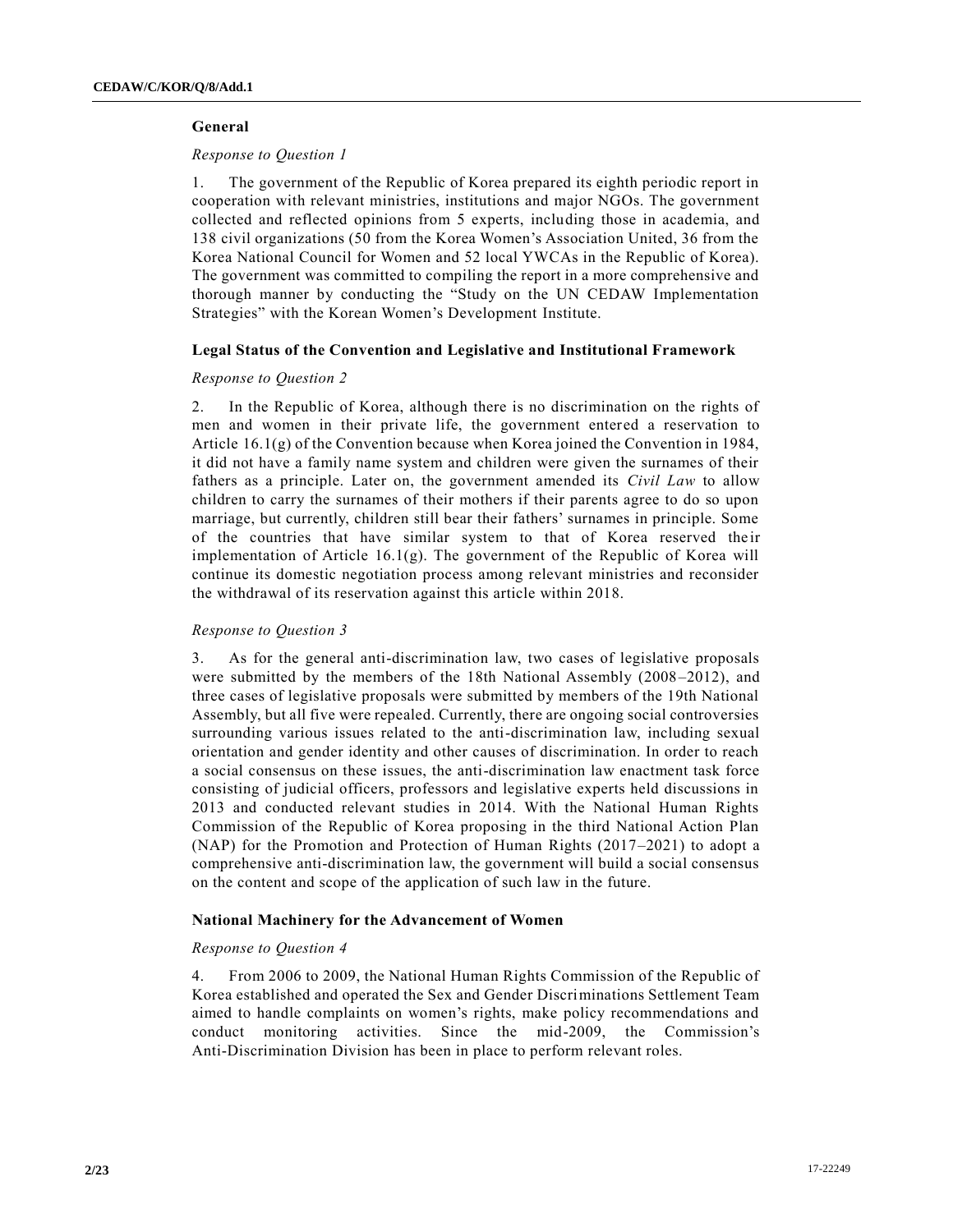## General

*Response to Question 1*

1. The government of the Republic of Korea prepared its eighth periodic report in cooperation with relevant ministries, institutions and major NGOs. The government collected and reflected opinions from 5 experts, including those in academia, and 138 civil organizations (50 from the Korea Women's Association United, 36 from the Korea National Council for Women and 52 local YWCAs in the Republic of Korea). The government was committed to compiling the report in a more comprehensive and thorough manner by conducting the "Study on the UN CEDAW Implementation Strategies" with the Korean Women's Development Institute.

## Legal Status of the Convention and Legislative and Institutional Framework

*Response to Question 2*

2. In the Republic of Korea, although there is no discrimination on the rights of men and women in their private life, the government entered a reservation to Article 16.1(g) of the Convention because when Korea joined the Convention in 1984, it did not have a family name system and children were given the surnames of their fathers as a principle. Later on, the government amended its *Civil Law* to allow children to carry the surnames of their mothers if their parents agree to do so upon marriage, but currently, children still bear their fathers' surnames in principle. Some of the countries that have similar system to that of Korea reserved their implementation of Article 16.1(g). The government of the Republic of Korea will continue its domestic negotiation process among relevant ministries and reconsider the withdrawal of its reservation against this article within 2018.

*Response to Question 3*

3. As for the general anti-discrimination law, two cases of legislative proposals were submitted by the members of the 18th National Assembly (2008–2012), and three cases of legislative proposals were submitted by members of the 19th National Assembly, but all five were repealed. Currently, there are ongoing social controversies surrounding various issues related to the anti-discrimination law, including sexual orientation and gender identity and other causes of discrimination. In order to reach a social consensus on these issues, the anti-discrimination law enactment task force consisting of judicial officers, professors and legislative experts held discussions in 2013 and conducted relevant studies in 2014. With the National Human Rights Commission of the Republic of Korea proposing in the third National Action Plan (NAP) for the Promotion and Protection of Human Rights (2017–2021) to adopt a comprehensive anti-discrimination law, the government will build a social consensus on the content and scope of the application of such law in the future.

## National Machinery for the Advancement of Women

*Response to Question 4*

4. From 2006 to 2009, the National Human Rights Commission of the Republic of Korea established and operated the Sex and Gender Discriminations Settlement Team aimed to handle complaints on women's rights, make policy recommendations and conduct monitoring activities. Since the mid-2009, the Commission's Anti-Discrimination Division has been in place to perform relevant roles.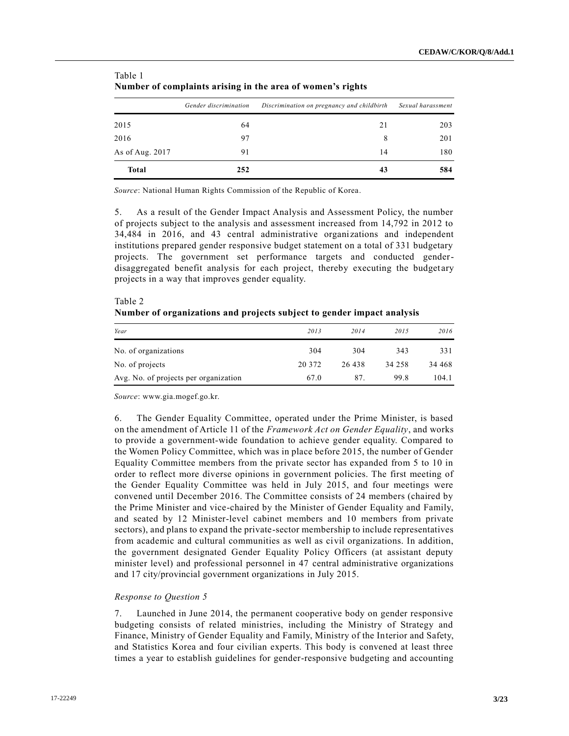Table 1
**Number of complaints arising in the area of women's rights**

| | *Gender discrimination* | *Discrimination on pregnancy and childbirth* | *Sexual harassment* |
|---|---|---|---|
| 2015 | 64 | 21 | 203 |
| 2016 | 97 | 8 | 201 |
| As of Aug. 2017 | 91 | 14 | 180 |
| **Total** | **252** | **43** | **584** |

*Source*: National Human Rights Commission of the Republic of Korea.

5. As a result of the Gender Impact Analysis and Assessment Policy, the number of projects subject to the analysis and assessment increased from 14,792 in 2012 to 34,484 in 2016, and 43 central administrative organizations and independent institutions prepared gender responsive budget statement on a total of 331 budgetary projects. The government set performance targets and conducted gender-disaggregated benefit analysis for each project, thereby executing the budgetary projects in a way that improves gender equality.

Table 2
**Number of organizations and projects subject to gender impact analysis**

| *Year* | *2013* | *2014* | *2015* | *2016* |
|---|---|---|---|---|
| No. of organizations | 304 | 304 | 343 | 331 |
| No. of projects | 20 372 | 26 438 | 34 258 | 34 468 |
| Avg. No. of projects per organization | 67.0 | 87. | 99.8 | 104.1 |

*Source*: www.gia.mogef.go.kr.

6. The Gender Equality Committee, operated under the Prime Minister, is based on the amendment of Article 11 of the *Framework Act on Gender Equality*, and works to provide a government-wide foundation to achieve gender equality. Compared to the Women Policy Committee, which was in place before 2015, the number of Gender Equality Committee members from the private sector has expanded from 5 to 10 in order to reflect more diverse opinions in government policies. The first meeting of the Gender Equality Committee was held in July 2015, and four meetings were convened until December 2016. The Committee consists of 24 members (chaired by the Prime Minister and vice-chaired by the Minister of Gender Equality and Family, and seated by 12 Minister-level cabinet members and 10 members from private sectors), and plans to expand the private-sector membership to include representatives from academic and cultural communities as well as civil organizations. In addition, the government designated Gender Equality Policy Officers (at assistant deputy minister level) and professional personnel in 47 central administrative organizations and 17 city/provincial government organizations in July 2015.

*Response to Question 5*

7. Launched in June 2014, the permanent cooperative body on gender responsive budgeting consists of related ministries, including the Ministry of Strategy and Finance, Ministry of Gender Equality and Family, Ministry of the Interior and Safety, and Statistics Korea and four civilian experts. This body is convened at least three times a year to establish guidelines for gender-responsive budgeting and accounting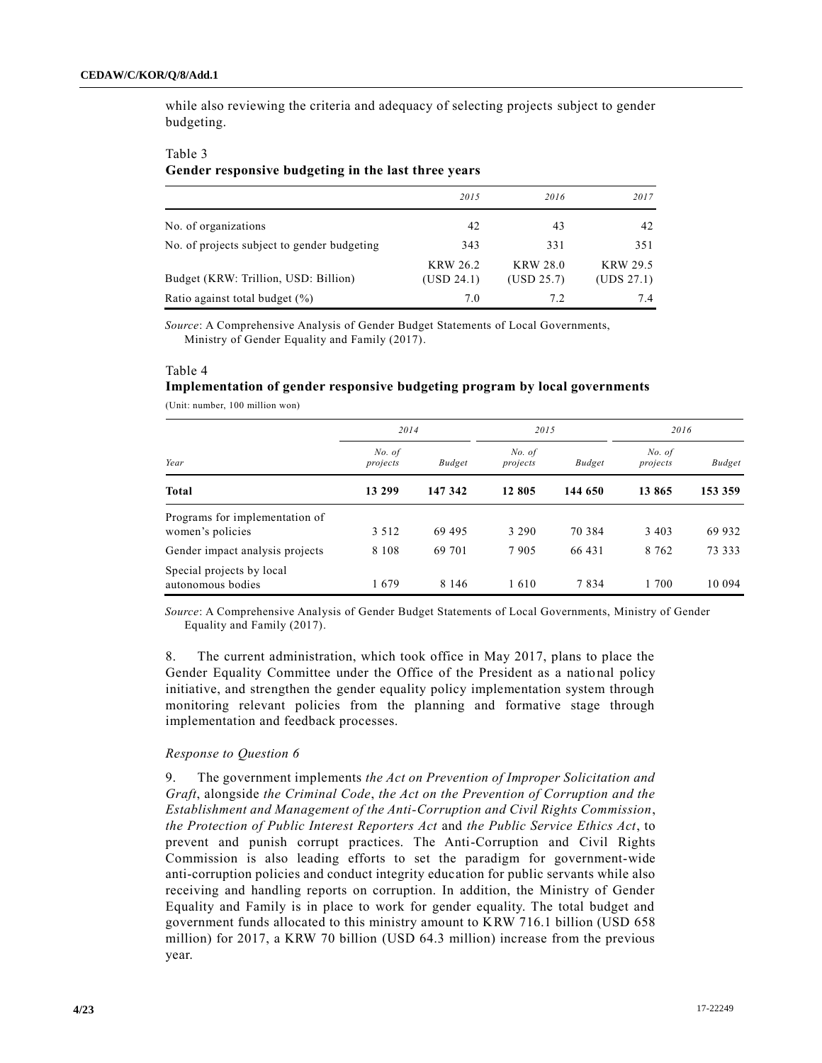while also reviewing the criteria and adequacy of selecting projects subject to gender budgeting.

Table 3
**Gender responsive budgeting in the last three years**

| | *2015* | *2016* | *2017* |
|---|---|---|---|
| No. of organizations | 42 | 43 | 42 |
| No. of projects subject to gender budgeting | 343 | 331 | 351 |
| Budget (KRW: Trillion, USD: Billion) | KRW 26.2 (USD 24.1) | KRW 28.0 (USD 25.7) | KRW 29.5 (UDS 27.1) |
| Ratio against total budget (%) | 7.0 | 7.2 | 7.4 |

*Source*: A Comprehensive Analysis of Gender Budget Statements of Local Governments, Ministry of Gender Equality and Family (2017).

Table 4
**Implementation of gender responsive budgeting program by local governments**

(Unit: number, 100 million won)

| | *2014* | | *2015* | | *2016* | |
|---|---|---|---|---|---|---|
| *Year* | *No. of projects* | *Budget* | *No. of projects* | *Budget* | *No. of projects* | *Budget* |
| **Total** | **13 299** | **147 342** | **12 805** | **144 650** | **13 865** | **153 359** |
| Programs for implementation of women's policies | 3 512 | 69 495 | 3 290 | 70 384 | 3 403 | 69 932 |
| Gender impact analysis projects | 8 108 | 69 701 | 7 905 | 66 431 | 8 762 | 73 333 |
| Special projects by local autonomous bodies | 1 679 | 8 146 | 1 610 | 7 834 | 1 700 | 10 094 |

*Source*: A Comprehensive Analysis of Gender Budget Statements of Local Governments, Ministry of Gender Equality and Family (2017).

8. The current administration, which took office in May 2017, plans to place the Gender Equality Committee under the Office of the President as a national policy initiative, and strengthen the gender equality policy implementation system through monitoring relevant policies from the planning and formative stage through implementation and feedback processes.

*Response to Question 6*

9. The government implements *the Act on Prevention of Improper Solicitation and Graft*, alongside *the Criminal Code*, *the Act on the Prevention of Corruption and the Establishment and Management of the Anti-Corruption and Civil Rights Commission*, *the Protection of Public Interest Reporters Act* and *the Public Service Ethics Act*, to prevent and punish corrupt practices. The Anti-Corruption and Civil Rights Commission is also leading efforts to set the paradigm for government-wide anti-corruption policies and conduct integrity education for public servants while also receiving and handling reports on corruption. In addition, the Ministry of Gender Equality and Family is in place to work for gender equality. The total budget and government funds allocated to this ministry amount to KRW 716.1 billion (USD 658 million) for 2017, a KRW 70 billion (USD 64.3 million) increase from the previous year.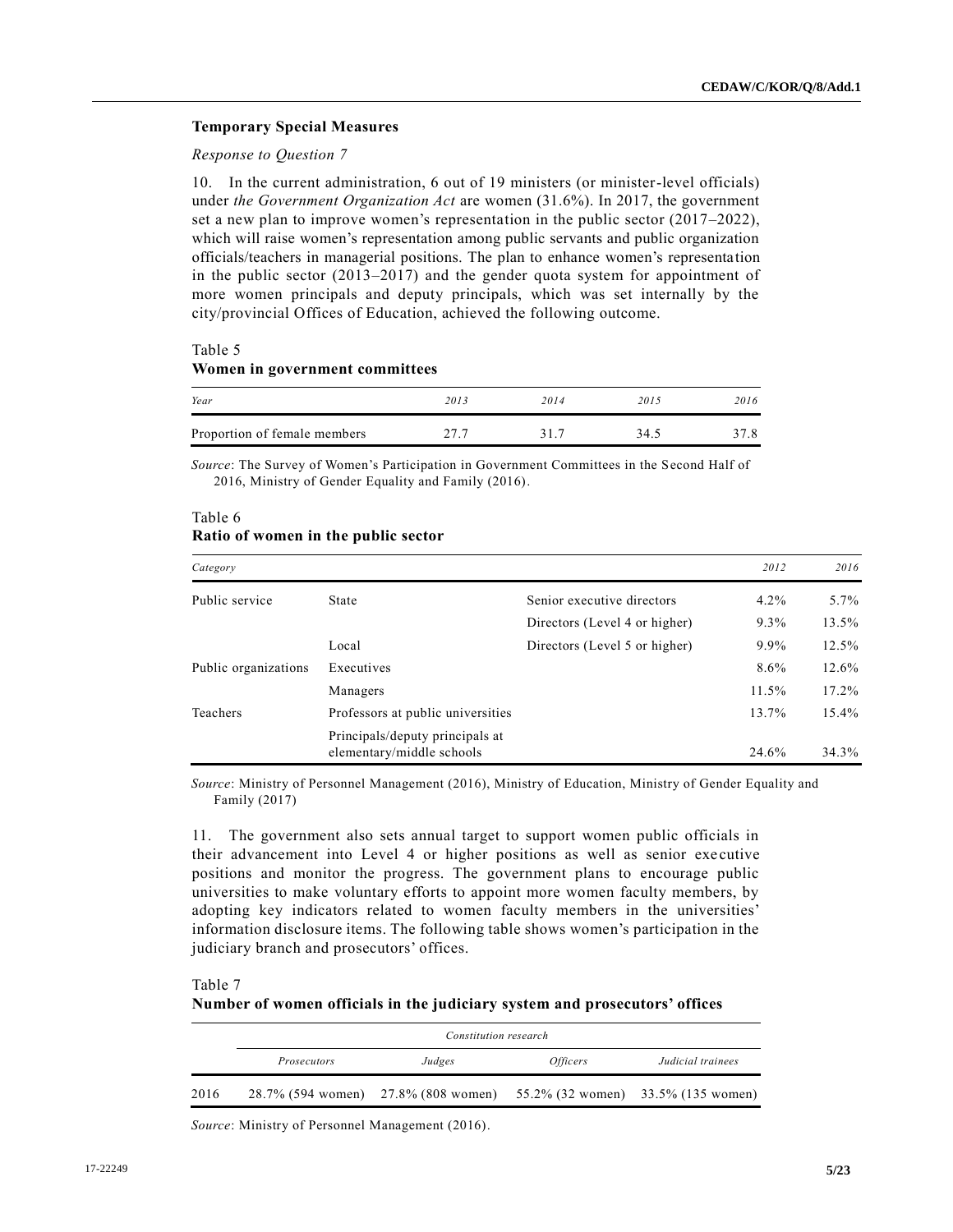### Temporary Special Measures

*Response to Question 7*

10. In the current administration, 6 out of 19 ministers (or minister-level officials) under *the Government Organization Act* are women (31.6%). In 2017, the government set a new plan to improve women's representation in the public sector (2017–2022), which will raise women's representation among public servants and public organization officials/teachers in managerial positions. The plan to enhance women's representation in the public sector (2013–2017) and the gender quota system for appointment of more women principals and deputy principals, which was set internally by the city/provincial Offices of Education, achieved the following outcome.

Table 5
**Women in government committees**

| *Year* | *2013* | *2014* | *2015* | *2016* |
|---|---|---|---|---|
| Proportion of female members | 27.7 | 31.7 | 34.5 | 37.8 |

*Source*: The Survey of Women's Participation in Government Committees in the Second Half of 2016, Ministry of Gender Equality and Family (2016).

Table 6
**Ratio of women in the public sector**

| *Category* | | | *2012* | *2016* |
|---|---|---|---|---|
| Public service | State | Senior executive directors | 4.2% | 5.7% |
| | | Directors (Level 4 or higher) | 9.3% | 13.5% |
| | Local | Directors (Level 5 or higher) | 9.9% | 12.5% |
| Public organizations | Executives | | 8.6% | 12.6% |
| | Managers | | 11.5% | 17.2% |
| Teachers | Professors at public universities | | 13.7% | 15.4% |
| | Principals/deputy principals at elementary/middle schools | | 24.6% | 34.3% |

*Source*: Ministry of Personnel Management (2016), Ministry of Education, Ministry of Gender Equality and Family (2017)

11. The government also sets annual target to support women public officials in their advancement into Level 4 or higher positions as well as senior executive positions and monitor the progress. The government plans to encourage public universities to make voluntary efforts to appoint more women faculty members, by adopting key indicators related to women faculty members in the universities' information disclosure items. The following table shows women's participation in the judiciary branch and prosecutors' offices.

Table 7
**Number of women officials in the judiciary system and prosecutors' offices**

| | | | *Constitution research* | |
|---|---|---|---|---|
| | *Prosecutors* | *Judges* | *Officers* | *Judicial trainees* |
| 2016 | 28.7% (594 women) | 27.8% (808 women) | 55.2% (32 women) | 33.5% (135 women) |

*Source*: Ministry of Personnel Management (2016).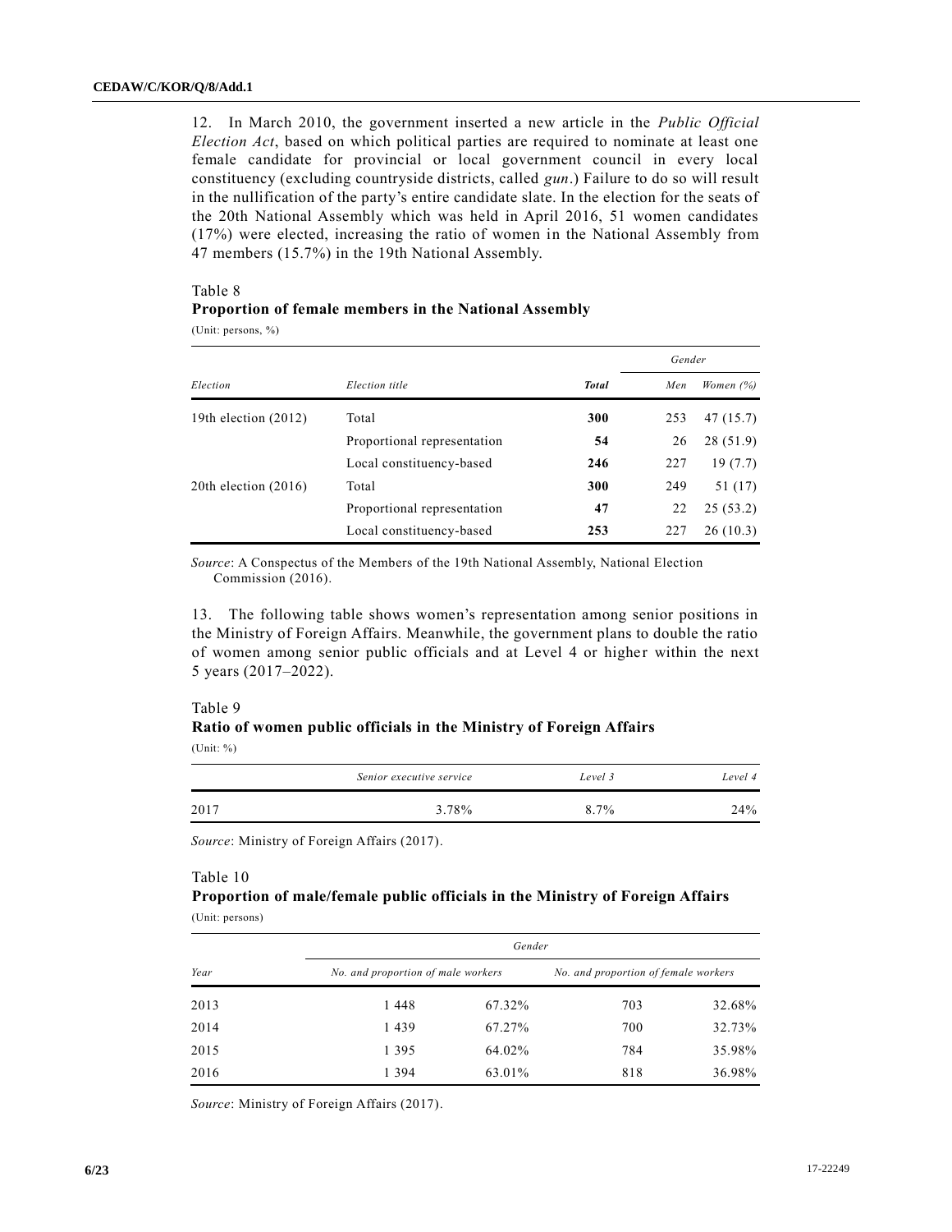12. In March 2010, the government inserted a new article in the *Public Official Election Act*, based on which political parties are required to nominate at least one female candidate for provincial or local government council in every local constituency (excluding countryside districts, called *gun*.) Failure to do so will result in the nullification of the party's entire candidate slate. In the election for the seats of the 20th National Assembly which was held in April 2016, 51 women candidates (17%) were elected, increasing the ratio of women in the National Assembly from 47 members (15.7%) in the 19th National Assembly.

Table 8
**Proportion of female members in the National Assembly**
(Unit: persons, %)

| *Election* | *Election title* | ***Total*** | *Gender* | |
|---|---|---|---|---|
| | | | *Men* | *Women (%)* |
| 19th election (2012) | Total | **300** | 253 | 47 (15.7) |
| | Proportional representation | **54** | 26 | 28 (51.9) |
| | Local constituency-based | **246** | 227 | 19 (7.7) |
| 20th election (2016) | Total | **300** | 249 | 51 (17) |
| | Proportional representation | **47** | 22 | 25 (53.2) |
| | Local constituency-based | **253** | 227 | 26 (10.3) |

*Source*: A Conspectus of the Members of the 19th National Assembly, National Election Commission (2016).

13. The following table shows women's representation among senior positions in the Ministry of Foreign Affairs. Meanwhile, the government plans to double the ratio of women among senior public officials and at Level 4 or higher within the next 5 years (2017–2022).

Table 9
**Ratio of women public officials in the Ministry of Foreign Affairs**
(Unit: %)

| | *Senior executive service* | *Level 3* | *Level 4* |
|---|---|---|---|
| 2017 | 3.78% | 8.7% | 24% |

*Source*: Ministry of Foreign Affairs (2017).

Table 10
**Proportion of male/female public officials in the Ministry of Foreign Affairs**
(Unit: persons)

| *Year* | *Gender* | | | |
|---|---|---|---|---|
| | *No. and proportion of male workers* | | *No. and proportion of female workers* | |
| 2013 | 1 448 | 67.32% | 703 | 32.68% |
| 2014 | 1 439 | 67.27% | 700 | 32.73% |
| 2015 | 1 395 | 64.02% | 784 | 35.98% |
| 2016 | 1 394 | 63.01% | 818 | 36.98% |

*Source*: Ministry of Foreign Affairs (2017).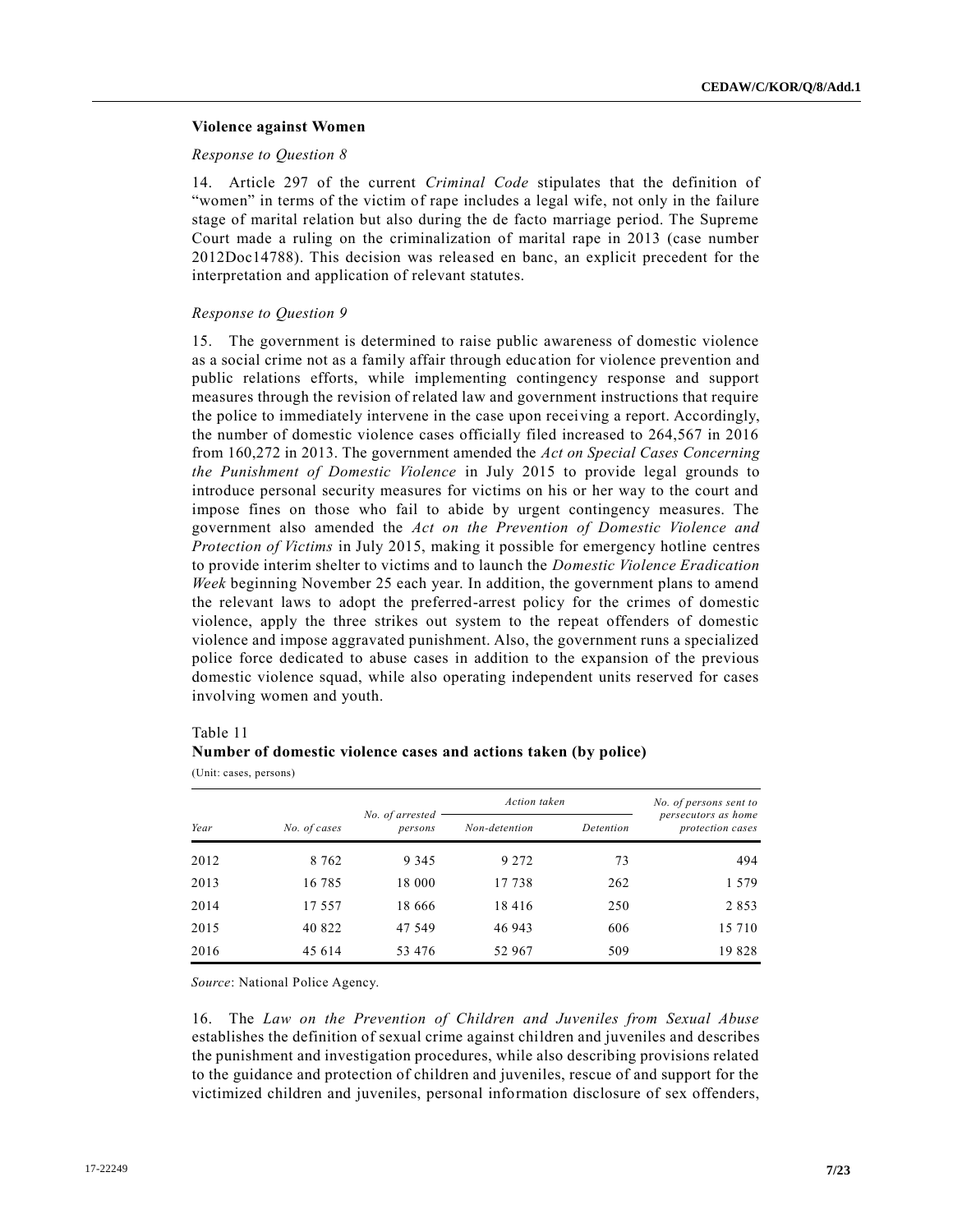### Violence against Women

*Response to Question 8*

14. Article 297 of the current *Criminal Code* stipulates that the definition of "women" in terms of the victim of rape includes a legal wife, not only in the failure stage of marital relation but also during the de facto marriage period. The Supreme Court made a ruling on the criminalization of marital rape in 2013 (case number 2012Doc14788). This decision was released en banc, an explicit precedent for the interpretation and application of relevant statutes.

*Response to Question 9*

15. The government is determined to raise public awareness of domestic violence as a social crime not as a family affair through education for violence prevention and public relations efforts, while implementing contingency response and support measures through the revision of related law and government instructions that require the police to immediately intervene in the case upon receiving a report. Accordingly, the number of domestic violence cases officially filed increased to 264,567 in 2016 from 160,272 in 2013. The government amended the *Act on Special Cases Concerning the Punishment of Domestic Violence* in July 2015 to provide legal grounds to introduce personal security measures for victims on his or her way to the court and impose fines on those who fail to abide by urgent contingency measures. The government also amended the *Act on the Prevention of Domestic Violence and Protection of Victims* in July 2015, making it possible for emergency hotline centres to provide interim shelter to victims and to launch the *Domestic Violence Eradication Week* beginning November 25 each year. In addition, the government plans to amend the relevant laws to adopt the preferred-arrest policy for the crimes of domestic violence, apply the three strikes out system to the repeat offenders of domestic violence and impose aggravated punishment. Also, the government runs a specialized police force dedicated to abuse cases in addition to the expansion of the previous domestic violence squad, while also operating independent units reserved for cases involving women and youth.

Table 11
**Number of domestic violence cases and actions taken (by police)**
(Unit: cases, persons)

| Year | No. of cases | No. of arrested persons | *Action taken* | | No. of persons sent to persecutors as home protection cases |
|---|---|---|---|---|---|
| | | | Non-detention | Detention | |
| 2012 | 8 762 | 9 345 | 9 272 | 73 | 494 |
| 2013 | 16 785 | 18 000 | 17 738 | 262 | 1 579 |
| 2014 | 17 557 | 18 666 | 18 416 | 250 | 2 853 |
| 2015 | 40 822 | 47 549 | 46 943 | 606 | 15 710 |
| 2016 | 45 614 | 53 476 | 52 967 | 509 | 19 828 |

*Source*: National Police Agency.

16. The *Law on the Prevention of Children and Juveniles from Sexual Abuse* establishes the definition of sexual crime against children and juveniles and describes the punishment and investigation procedures, while also describing provisions related to the guidance and protection of children and juveniles, rescue of and support for the victimized children and juveniles, personal information disclosure of sex offenders,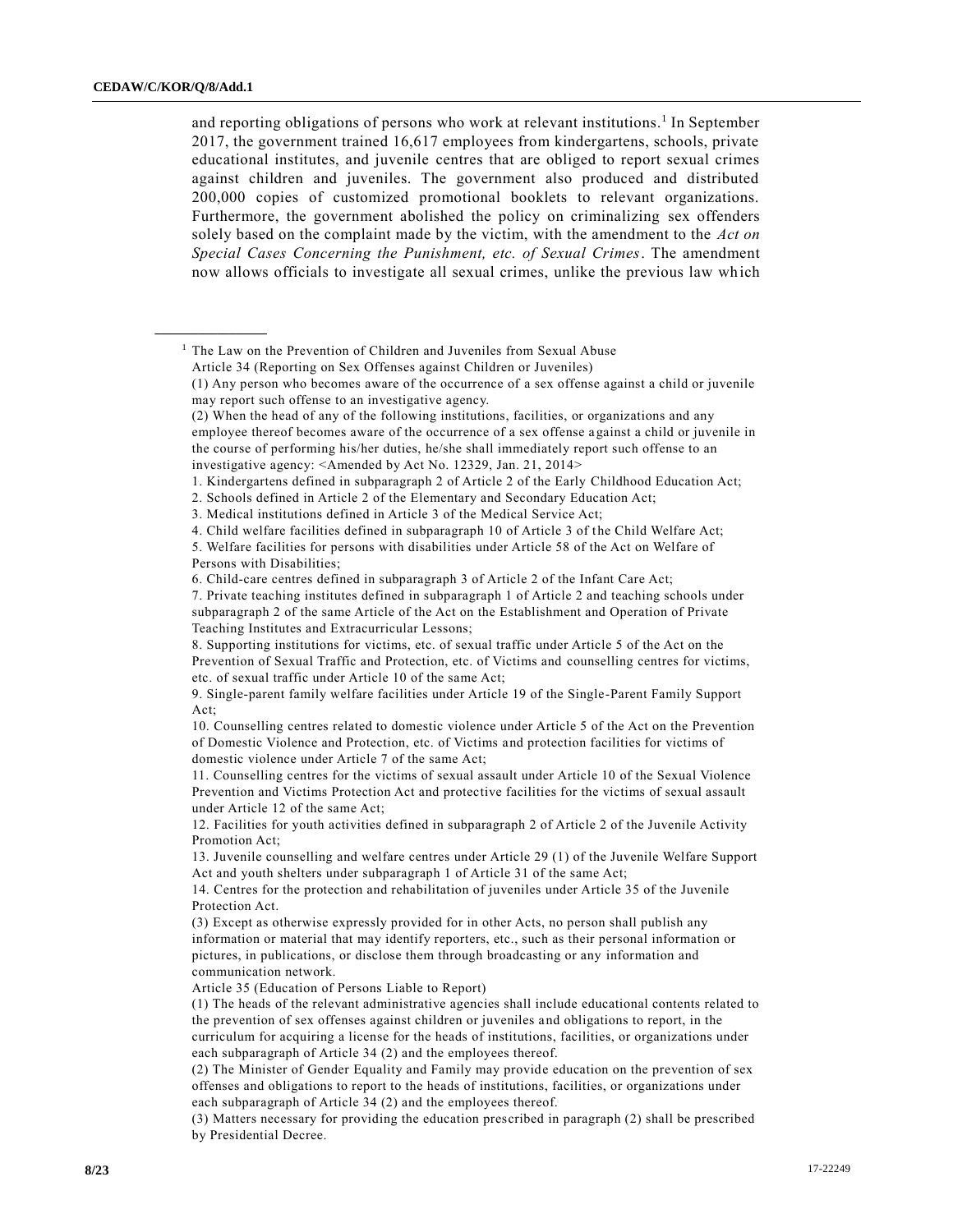and reporting obligations of persons who work at relevant institutions.[1] In September 2017, the government trained 16,617 employees from kindergartens, schools, private educational institutes, and juvenile centres that are obliged to report sexual crimes against children and juveniles. The government also produced and distributed 200,000 copies of customized promotional booklets to relevant organizations. Furthermore, the government abolished the policy on criminalizing sex offenders solely based on the complaint made by the victim, with the amendment to the *Act on Special Cases Concerning the Punishment, etc. of Sexual Crimes*. The amendment now allows officials to investigate all sexual crimes, unlike the previous law which

---

[1] The Law on the Prevention of Children and Juveniles from Sexual Abuse

Article 34 (Reporting on Sex Offenses against Children or Juveniles)

(1) Any person who becomes aware of the occurrence of a sex offense against a child or juvenile may report such offense to an investigative agency.

(2) When the head of any of the following institutions, facilities, or organizations and any employee thereof becomes aware of the occurrence of a sex offense against a child or juvenile in the course of performing his/her duties, he/she shall immediately report such offense to an investigative agency: <Amended by Act No. 12329, Jan. 21, 2014>

1. Kindergartens defined in subparagraph 2 of Article 2 of the Early Childhood Education Act;
2. Schools defined in Article 2 of the Elementary and Secondary Education Act;
3. Medical institutions defined in Article 3 of the Medical Service Act;
4. Child welfare facilities defined in subparagraph 10 of Article 3 of the Child Welfare Act;
5. Welfare facilities for persons with disabilities under Article 58 of the Act on Welfare of Persons with Disabilities;
6. Child-care centres defined in subparagraph 3 of Article 2 of the Infant Care Act;
7. Private teaching institutes defined in subparagraph 1 of Article 2 and teaching schools under subparagraph 2 of the same Article of the Act on the Establishment and Operation of Private Teaching Institutes and Extracurricular Lessons;
8. Supporting institutions for victims, etc. of sexual traffic under Article 5 of the Act on the Prevention of Sexual Traffic and Protection, etc. of Victims and counselling centres for victims, etc. of sexual traffic under Article 10 of the same Act;
9. Single-parent family welfare facilities under Article 19 of the Single-Parent Family Support Act;
10. Counselling centres related to domestic violence under Article 5 of the Act on the Prevention of Domestic Violence and Protection, etc. of Victims and protection facilities for victims of domestic violence under Article 7 of the same Act;
11. Counselling centres for the victims of sexual assault under Article 10 of the Sexual Violence Prevention and Victims Protection Act and protective facilities for the victims of sexual assault under Article 12 of the same Act;
12. Facilities for youth activities defined in subparagraph 2 of Article 2 of the Juvenile Activity Promotion Act;
13. Juvenile counselling and welfare centres under Article 29 (1) of the Juvenile Welfare Support Act and youth shelters under subparagraph 1 of Article 31 of the same Act;
14. Centres for the protection and rehabilitation of juveniles under Article 35 of the Juvenile Protection Act.

(3) Except as otherwise expressly provided for in other Acts, no person shall publish any information or material that may identify reporters, etc., such as their personal information or pictures, in publications, or disclose them through broadcasting or any information and communication network.

Article 35 (Education of Persons Liable to Report)

(1) The heads of the relevant administrative agencies shall include educational contents related to the prevention of sex offenses against children or juveniles and obligations to report, in the curriculum for acquiring a license for the heads of institutions, facilities, or organizations under each subparagraph of Article 34 (2) and the employees thereof.

(2) The Minister of Gender Equality and Family may provide education on the prevention of sex offenses and obligations to report to the heads of institutions, facilities, or organizations under each subparagraph of Article 34 (2) and the employees thereof.

(3) Matters necessary for providing the education prescribed in paragraph (2) shall be prescribed by Presidential Decree.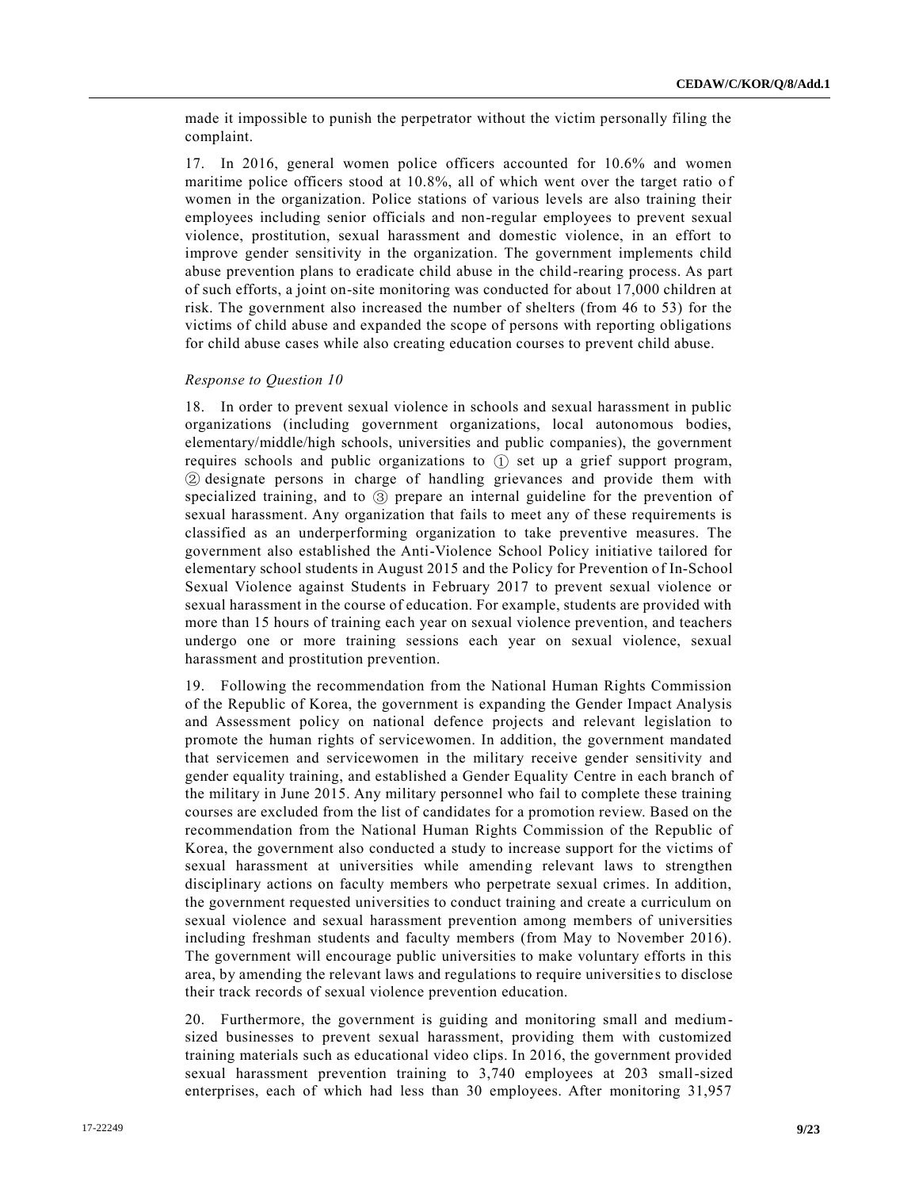made it impossible to punish the perpetrator without the victim personally filing the complaint.

17. In 2016, general women police officers accounted for 10.6% and women maritime police officers stood at 10.8%, all of which went over the target ratio of women in the organization. Police stations of various levels are also training their employees including senior officials and non-regular employees to prevent sexual violence, prostitution, sexual harassment and domestic violence, in an effort to improve gender sensitivity in the organization. The government implements child abuse prevention plans to eradicate child abuse in the child-rearing process. As part of such efforts, a joint on-site monitoring was conducted for about 17,000 children at risk. The government also increased the number of shelters (from 46 to 53) for the victims of child abuse and expanded the scope of persons with reporting obligations for child abuse cases while also creating education courses to prevent child abuse.

*Response to Question 10*

18. In order to prevent sexual violence in schools and sexual harassment in public organizations (including government organizations, local autonomous bodies, elementary/middle/high schools, universities and public companies), the government requires schools and public organizations to ① set up a grief support program, ② designate persons in charge of handling grievances and provide them with specialized training, and to ③ prepare an internal guideline for the prevention of sexual harassment. Any organization that fails to meet any of these requirements is classified as an underperforming organization to take preventive measures. The government also established the Anti-Violence School Policy initiative tailored for elementary school students in August 2015 and the Policy for Prevention of In-School Sexual Violence against Students in February 2017 to prevent sexual violence or sexual harassment in the course of education. For example, students are provided with more than 15 hours of training each year on sexual violence prevention, and teachers undergo one or more training sessions each year on sexual violence, sexual harassment and prostitution prevention.

19. Following the recommendation from the National Human Rights Commission of the Republic of Korea, the government is expanding the Gender Impact Analysis and Assessment policy on national defence projects and relevant legislation to promote the human rights of servicewomen. In addition, the government mandated that servicemen and servicewomen in the military receive gender sensitivity and gender equality training, and established a Gender Equality Centre in each branch of the military in June 2015. Any military personnel who fail to complete these training courses are excluded from the list of candidates for a promotion review. Based on the recommendation from the National Human Rights Commission of the Republic of Korea, the government also conducted a study to increase support for the victims of sexual harassment at universities while amending relevant laws to strengthen disciplinary actions on faculty members who perpetrate sexual crimes. In addition, the government requested universities to conduct training and create a curriculum on sexual violence and sexual harassment prevention among members of universities including freshman students and faculty members (from May to November 2016). The government will encourage public universities to make voluntary efforts in this area, by amending the relevant laws and regulations to require universities to disclose their track records of sexual violence prevention education.

20. Furthermore, the government is guiding and monitoring small and medium-sized businesses to prevent sexual harassment, providing them with customized training materials such as educational video clips. In 2016, the government provided sexual harassment prevention training to 3,740 employees at 203 small-sized enterprises, each of which had less than 30 employees. After monitoring 31,957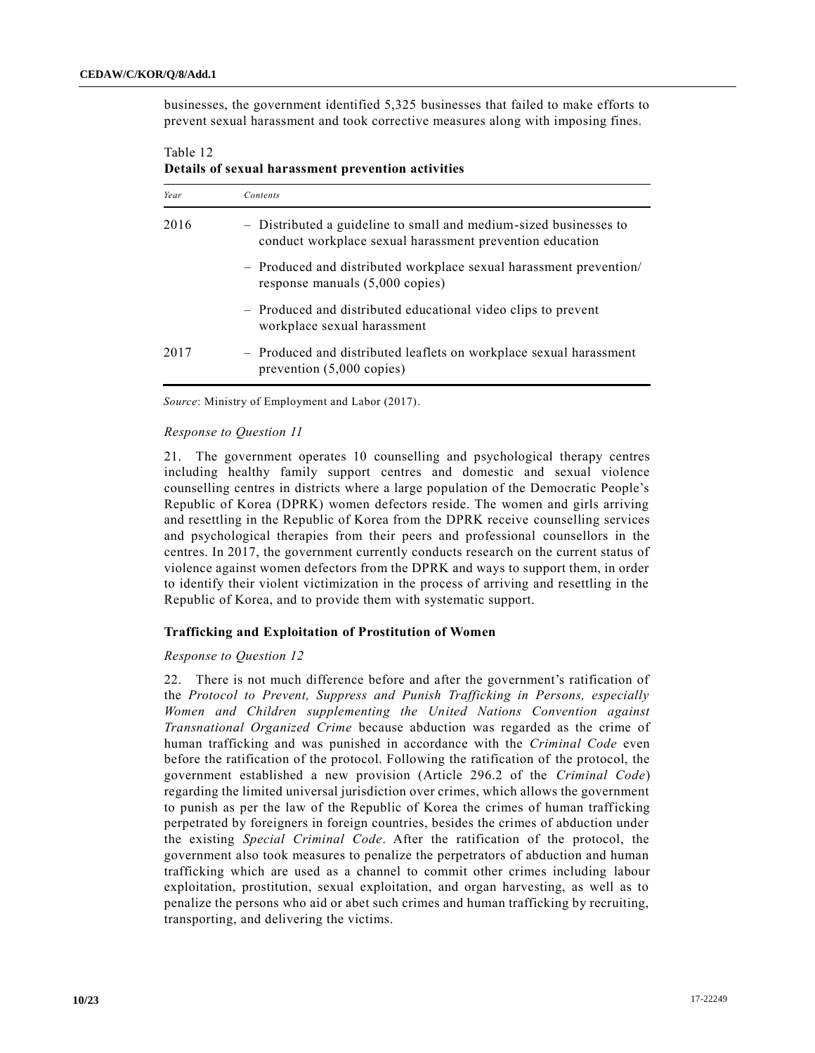businesses, the government identified 5,325 businesses that failed to make efforts to prevent sexual harassment and took corrective measures along with imposing fines.

Table 12
**Details of sexual harassment prevention activities**

| *Year* | *Contents* |
|---|---|
| 2016 | – Distributed a guideline to small and medium-sized businesses to conduct workplace sexual harassment prevention education |
| | – Produced and distributed workplace sexual harassment prevention/ response manuals (5,000 copies) |
| | – Produced and distributed educational video clips to prevent workplace sexual harassment |
| 2017 | – Produced and distributed leaflets on workplace sexual harassment prevention (5,000 copies) |

*Source*: Ministry of Employment and Labor (2017).

*Response to Question 11*

21. The government operates 10 counselling and psychological therapy centres including healthy family support centres and domestic and sexual violence counselling centres in districts where a large population of the Democratic People's Republic of Korea (DPRK) women defectors reside. The women and girls arriving and resettling in the Republic of Korea from the DPRK receive counselling services and psychological therapies from their peers and professional counsellors in the centres. In 2017, the government currently conducts research on the current status of violence against women defectors from the DPRK and ways to support them, in order to identify their violent victimization in the process of arriving and resettling in the Republic of Korea, and to provide them with systematic support.

**Trafficking and Exploitation of Prostitution of Women**

*Response to Question 12*

22. There is not much difference before and after the government's ratification of the *Protocol to Prevent, Suppress and Punish Trafficking in Persons, especially Women and Children supplementing the United Nations Convention against Transnational Organized Crime* because abduction was regarded as the crime of human trafficking and was punished in accordance with the *Criminal Code* even before the ratification of the protocol. Following the ratification of the protocol, the government established a new provision (Article 296.2 of the *Criminal Code*) regarding the limited universal jurisdiction over crimes, which allows the government to punish as per the law of the Republic of Korea the crimes of human trafficking perpetrated by foreigners in foreign countries, besides the crimes of abduction under the existing *Special Criminal Code*. After the ratification of the protocol, the government also took measures to penalize the perpetrators of abduction and human trafficking which are used as a channel to commit other crimes including labour exploitation, prostitution, sexual exploitation, and organ harvesting, as well as to penalize the persons who aid or abet such crimes and human trafficking by recruiting, transporting, and delivering the victims.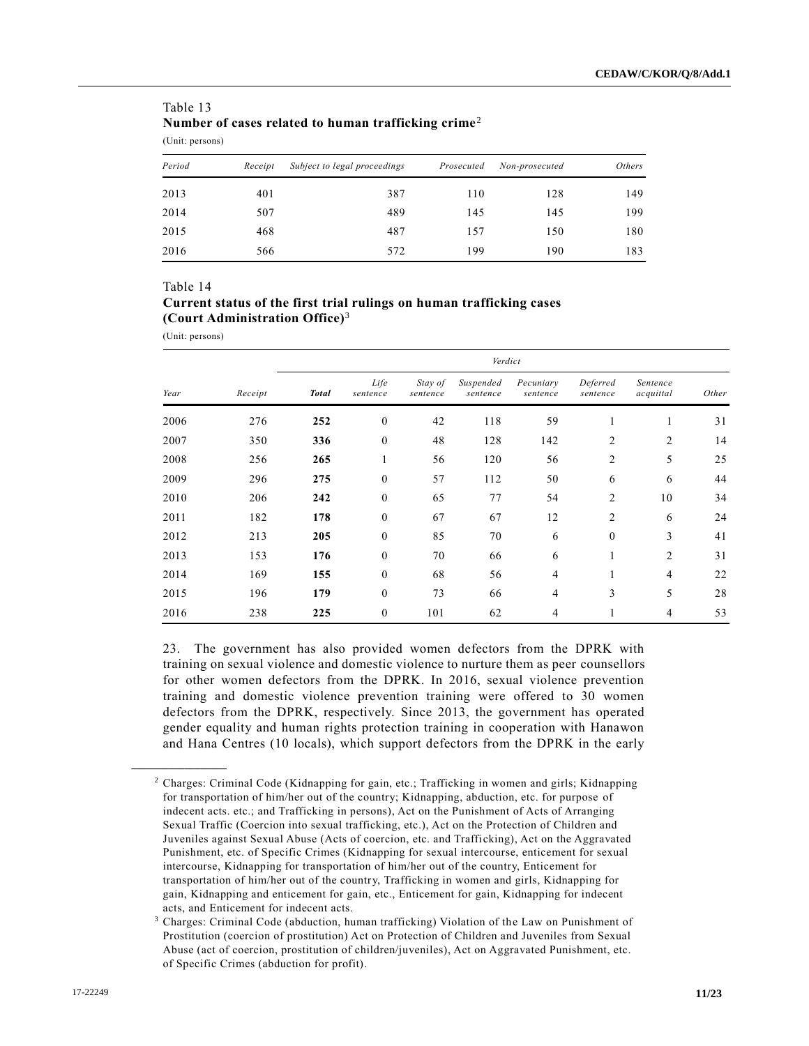Table 13

**Number of cases related to human trafficking crime**[2]

(Unit: persons)

| *Period* | *Receipt* | *Subject to legal proceedings* | *Prosecuted* | *Non-prosecuted* | *Others* |
|---|---|---|---|---|---|
| 2013 | 401 | 387 | 110 | 128 | 149 |
| 2014 | 507 | 489 | 145 | 145 | 199 |
| 2015 | 468 | 487 | 157 | 150 | 180 |
| 2016 | 566 | 572 | 199 | 190 | 183 |

Table 14

**Current status of the first trial rulings on human trafficking cases (Court Administration Office)**[3]

(Unit: persons)

| | | *Verdict* | | | | | | | |
|---|---|---|---|---|---|---|---|---|---|
| *Year* | *Receipt* | ***Total*** | *Life sentence* | *Stay of sentence* | *Suspended sentence* | *Pecuniary sentence* | *Deferred sentence* | *Sentence acquittal* | *Other* |
| 2006 | 276 | **252** | 0 | 42 | 118 | 59 | 1 | 1 | 31 |
| 2007 | 350 | **336** | 0 | 48 | 128 | 142 | 2 | 2 | 14 |
| 2008 | 256 | **265** | 1 | 56 | 120 | 56 | 2 | 5 | 25 |
| 2009 | 296 | **275** | 0 | 57 | 112 | 50 | 6 | 6 | 44 |
| 2010 | 206 | **242** | 0 | 65 | 77 | 54 | 2 | 10 | 34 |
| 2011 | 182 | **178** | 0 | 67 | 67 | 12 | 2 | 6 | 24 |
| 2012 | 213 | **205** | 0 | 85 | 70 | 6 | 0 | 3 | 41 |
| 2013 | 153 | **176** | 0 | 70 | 66 | 6 | 1 | 2 | 31 |
| 2014 | 169 | **155** | 0 | 68 | 56 | 4 | 1 | 4 | 22 |
| 2015 | 196 | **179** | 0 | 73 | 66 | 4 | 3 | 5 | 28 |
| 2016 | 238 | **225** | 0 | 101 | 62 | 4 | 1 | 4 | 53 |

23. The government has also provided women defectors from the DPRK with training on sexual violence and domestic violence to nurture them as peer counsellors for other women defectors from the DPRK. In 2016, sexual violence prevention training and domestic violence prevention training were offered to 30 women defectors from the DPRK, respectively. Since 2013, the government has operated gender equality and human rights protection training in cooperation with Hanawon and Hana Centres (10 locals), which support defectors from the DPRK in the early

---

[2] Charges: Criminal Code (Kidnapping for gain, etc.; Trafficking in women and girls; Kidnapping for transportation of him/her out of the country; Kidnapping, abduction, etc. for purpose of indecent acts. etc.; and Trafficking in persons), Act on the Punishment of Acts of Arranging Sexual Traffic (Coercion into sexual trafficking, etc.), Act on the Protection of Children and Juveniles against Sexual Abuse (Acts of coercion, etc. and Trafficking), Act on the Aggravated Punishment, etc. of Specific Crimes (Kidnapping for sexual intercourse, enticement for sexual intercourse, Kidnapping for transportation of him/her out of the country, Enticement for transportation of him/her out of the country, Trafficking in women and girls, Kidnapping for gain, Kidnapping and enticement for gain, etc., Enticement for gain, Kidnapping for indecent acts, and Enticement for indecent acts.

[3] Charges: Criminal Code (abduction, human trafficking) Violation of the Law on Punishment of Prostitution (coercion of prostitution) Act on Protection of Children and Juveniles from Sexual Abuse (act of coercion, prostitution of children/juveniles), Act on Aggravated Punishment, etc. of Specific Crimes (abduction for profit).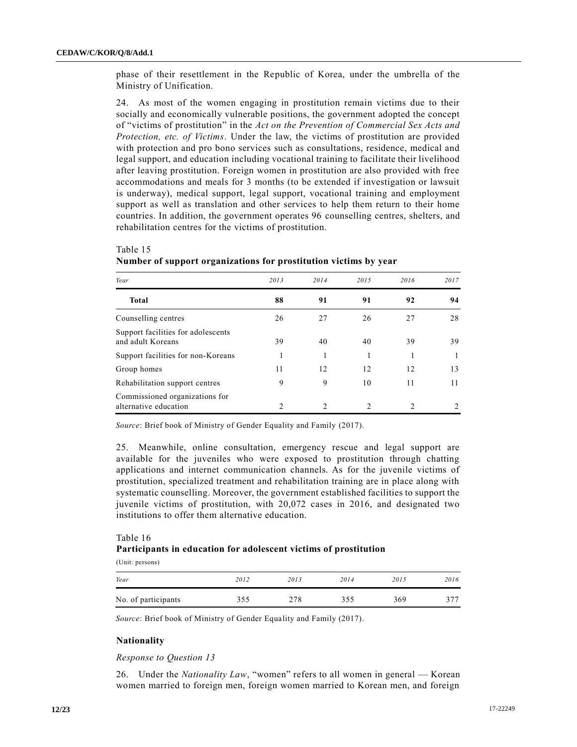phase of their resettlement in the Republic of Korea, under the umbrella of the Ministry of Unification.

24. As most of the women engaging in prostitution remain victims due to their socially and economically vulnerable positions, the government adopted the concept of "victims of prostitution" in the *Act on the Prevention of Commercial Sex Acts and Protection, etc. of Victims*. Under the law, the victims of prostitution are provided with protection and pro bono services such as consultations, residence, medical and legal support, and education including vocational training to facilitate their livelihood after leaving prostitution. Foreign women in prostitution are also provided with free accommodations and meals for 3 months (to be extended if investigation or lawsuit is underway), medical support, legal support, vocational training and employment support as well as translation and other services to help them return to their home countries. In addition, the government operates 96 counselling centres, shelters, and rehabilitation centres for the victims of prostitution.

Table 15
**Number of support organizations for prostitution victims by year**

| *Year* | *2013* | *2014* | *2015* | *2016* | *2017* |
|---|---|---|---|---|---|
| **Total** | **88** | **91** | **91** | **92** | **94** |
| Counselling centres | 26 | 27 | 26 | 27 | 28 |
| Support facilities for adolescents and adult Koreans | 39 | 40 | 40 | 39 | 39 |
| Support facilities for non-Koreans | 1 | 1 | 1 | 1 | 1 |
| Group homes | 11 | 12 | 12 | 12 | 13 |
| Rehabilitation support centres | 9 | 9 | 10 | 11 | 11 |
| Commissioned organizations for alternative education | 2 | 2 | 2 | 2 | 2 |

*Source*: Brief book of Ministry of Gender Equality and Family (2017).

25. Meanwhile, online consultation, emergency rescue and legal support are available for the juveniles who were exposed to prostitution through chatting applications and internet communication channels. As for the juvenile victims of prostitution, specialized treatment and rehabilitation training are in place along with systematic counselling. Moreover, the government established facilities to support the juvenile victims of prostitution, with 20,072 cases in 2016, and designated two institutions to offer them alternative education.

Table 16
**Participants in education for adolescent victims of prostitution**

(Unit: persons)

| *Year* | *2012* | *2013* | *2014* | *2015* | *2016* |
|---|---|---|---|---|---|
| No. of participants | 355 | 278 | 355 | 369 | 377 |

*Source*: Brief book of Ministry of Gender Equality and Family (2017).

### Nationality

*Response to Question 13*

26. Under the *Nationality Law*, "women" refers to all women in general — Korean women married to foreign men, foreign women married to Korean men, and foreign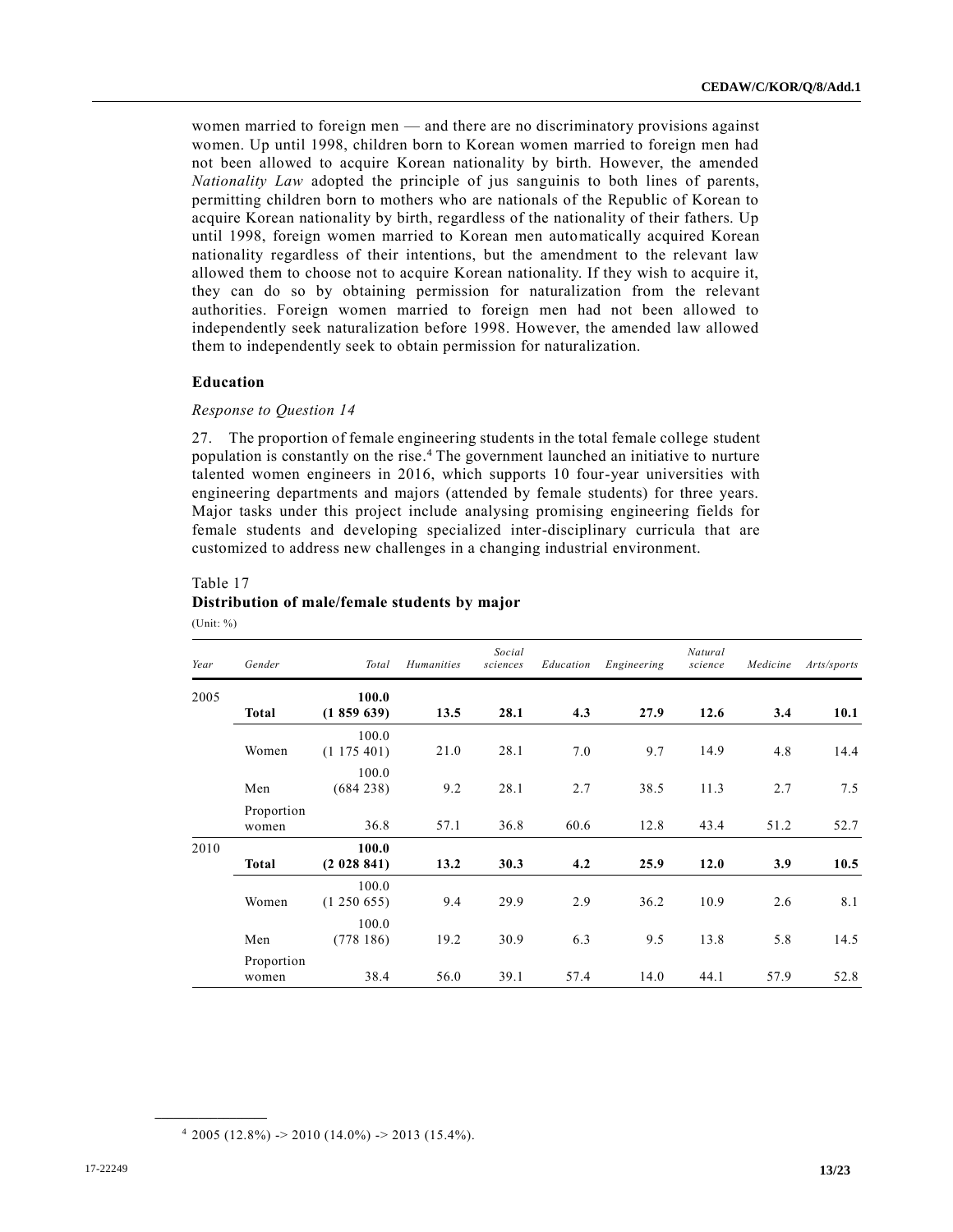women married to foreign men — and there are no discriminatory provisions against women. Up until 1998, children born to Korean women married to foreign men had not been allowed to acquire Korean nationality by birth. However, the amended *Nationality Law* adopted the principle of jus sanguinis to both lines of parents, permitting children born to mothers who are nationals of the Republic of Korean to acquire Korean nationality by birth, regardless of the nationality of their fathers. Up until 1998, foreign women married to Korean men automatically acquired Korean nationality regardless of their intentions, but the amendment to the relevant law allowed them to choose not to acquire Korean nationality. If they wish to acquire it, they can do so by obtaining permission for naturalization from the relevant authorities. Foreign women married to foreign men had not been allowed to independently seek naturalization before 1998. However, the amended law allowed them to independently seek to obtain permission for naturalization.

## Education

*Response to Question 14*

27. The proportion of female engineering students in the total female college student population is constantly on the rise.[4] The government launched an initiative to nurture talented women engineers in 2016, which supports 10 four-year universities with engineering departments and majors (attended by female students) for three years. Major tasks under this project include analysing promising engineering fields for female students and developing specialized inter-disciplinary curricula that are customized to address new challenges in a changing industrial environment.

Table 17
**Distribution of male/female students by major**
(Unit: %)

| *Year* | *Gender* | *Total* | *Humanities* | *Social sciences* | *Education* | *Engineering* | *Natural science* | *Medicine* | *Arts/sports* |
|---|---|---|---|---|---|---|---|---|---|
| 2005 | **Total** | **100.0 (1 859 639)** | **13.5** | **28.1** | **4.3** | **27.9** | **12.6** | **3.4** | **10.1** |
| | Women | 100.0 (1 175 401) | 21.0 | 28.1 | 7.0 | 9.7 | 14.9 | 4.8 | 14.4 |
| | Men | 100.0 (684 238) | 9.2 | 28.1 | 2.7 | 38.5 | 11.3 | 2.7 | 7.5 |
| | Proportion women | 36.8 | 57.1 | 36.8 | 60.6 | 12.8 | 43.4 | 51.2 | 52.7 |
| 2010 | **Total** | **100.0 (2 028 841)** | **13.2** | **30.3** | **4.2** | **25.9** | **12.0** | **3.9** | **10.5** |
| | Women | 100.0 (1 250 655) | 9.4 | 29.9 | 2.9 | 36.2 | 10.9 | 2.6 | 8.1 |
| | Men | 100.0 (778 186) | 19.2 | 30.9 | 6.3 | 9.5 | 13.8 | 5.8 | 14.5 |
| | Proportion women | 38.4 | 56.0 | 39.1 | 57.4 | 14.0 | 44.1 | 57.9 | 52.8 |

[4] 2005 (12.8%) -> 2010 (14.0%) -> 2013 (15.4%).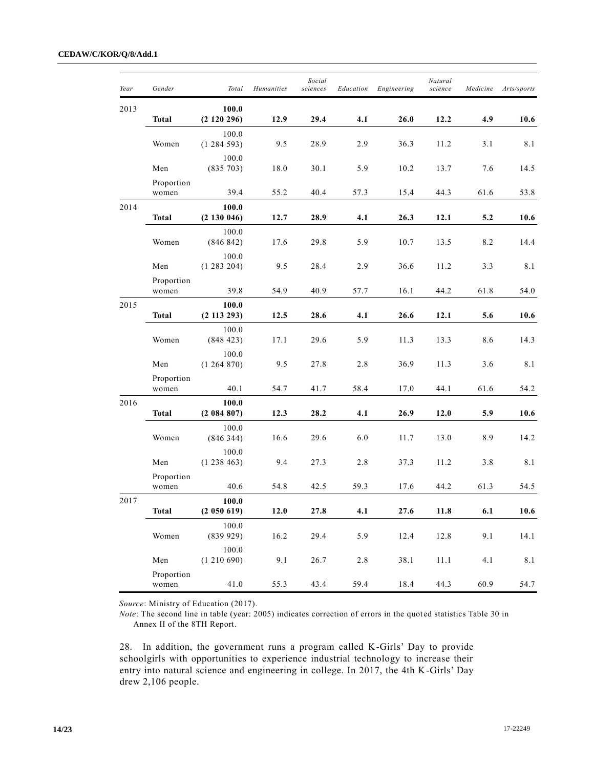| Year | Gender | Total | Humanities | Social sciences | Education | Engineering | Natural science | Medicine | Arts/sports |
|---|---|---|---|---|---|---|---|---|---|
| 2013 | **Total** | **100.0 (2 120 296)** | **12.9** | **29.4** | **4.1** | **26.0** | **12.2** | **4.9** | **10.6** |
| | Women | 100.0 (1 284 593) | 9.5 | 28.9 | 2.9 | 36.3 | 11.2 | 3.1 | 8.1 |
| | Men | 100.0 (835 703) | 18.0 | 30.1 | 5.9 | 10.2 | 13.7 | 7.6 | 14.5 |
| | Proportion women | 39.4 | 55.2 | 40.4 | 57.3 | 15.4 | 44.3 | 61.6 | 53.8 |
| 2014 | **Total** | **100.0 (2 130 046)** | **12.7** | **28.9** | **4.1** | **26.3** | **12.1** | **5.2** | **10.6** |
| | Women | 100.0 (846 842) | 17.6 | 29.8 | 5.9 | 10.7 | 13.5 | 8.2 | 14.4 |
| | Men | 100.0 (1 283 204) | 9.5 | 28.4 | 2.9 | 36.6 | 11.2 | 3.3 | 8.1 |
| | Proportion women | 39.8 | 54.9 | 40.9 | 57.7 | 16.1 | 44.2 | 61.8 | 54.0 |
| 2015 | **Total** | **100.0 (2 113 293)** | **12.5** | **28.6** | **4.1** | **26.6** | **12.1** | **5.6** | **10.6** |
| | Women | 100.0 (848 423) | 17.1 | 29.6 | 5.9 | 11.3 | 13.3 | 8.6 | 14.3 |
| | Men | 100.0 (1 264 870) | 9.5 | 27.8 | 2.8 | 36.9 | 11.3 | 3.6 | 8.1 |
| | Proportion women | 40.1 | 54.7 | 41.7 | 58.4 | 17.0 | 44.1 | 61.6 | 54.2 |
| 2016 | **Total** | **100.0 (2 084 807)** | **12.3** | **28.2** | **4.1** | **26.9** | **12.0** | **5.9** | **10.6** |
| | Women | 100.0 (846 344) | 16.6 | 29.6 | 6.0 | 11.7 | 13.0 | 8.9 | 14.2 |
| | Men | 100.0 (1 238 463) | 9.4 | 27.3 | 2.8 | 37.3 | 11.2 | 3.8 | 8.1 |
| | Proportion women | 40.6 | 54.8 | 42.5 | 59.3 | 17.6 | 44.2 | 61.3 | 54.5 |
| 2017 | **Total** | **100.0 (2 050 619)** | **12.0** | **27.8** | **4.1** | **27.6** | **11.8** | **6.1** | **10.6** |
| | Women | 100.0 (839 929) | 16.2 | 29.4 | 5.9 | 12.4 | 12.8 | 9.1 | 14.1 |
| | Men | 100.0 (1 210 690) | 9.1 | 26.7 | 2.8 | 38.1 | 11.1 | 4.1 | 8.1 |
| | Proportion women | 41.0 | 55.3 | 43.4 | 59.4 | 18.4 | 44.3 | 60.9 | 54.7 |

*Source*: Ministry of Education (2017).

*Note*: The second line in table (year: 2005) indicates correction of errors in the quoted statistics Table 30 in Annex II of the 8TH Report.

28. In addition, the government runs a program called K-Girls' Day to provide schoolgirls with opportunities to experience industrial technology to increase their entry into natural science and engineering in college. In 2017, the 4th K-Girls' Day drew 2,106 people.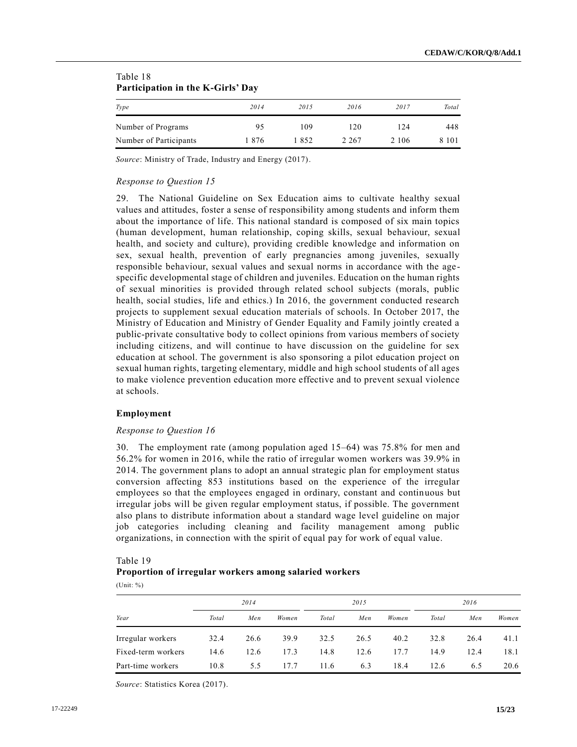Table 18
**Participation in the K-Girls' Day**

| *Type* | *2014* | *2015* | *2016* | *2017* | *Total* |
|---|---|---|---|---|---|
| Number of Programs | 95 | 109 | 120 | 124 | 448 |
| Number of Participants | 1 876 | 1 852 | 2 267 | 2 106 | 8 101 |

*Source*: Ministry of Trade, Industry and Energy (2017).

*Response to Question 15*

29. The National Guideline on Sex Education aims to cultivate healthy sexual values and attitudes, foster a sense of responsibility among students and inform them about the importance of life. This national standard is composed of six main topics (human development, human relationship, coping skills, sexual behaviour, sexual health, and society and culture), providing credible knowledge and information on sex, sexual health, prevention of early pregnancies among juveniles, sexually responsible behaviour, sexual values and sexual norms in accordance with the age-specific developmental stage of children and juveniles. Education on the human rights of sexual minorities is provided through related school subjects (morals, public health, social studies, life and ethics.) In 2016, the government conducted research projects to supplement sexual education materials of schools. In October 2017, the Ministry of Education and Ministry of Gender Equality and Family jointly created a public-private consultative body to collect opinions from various members of society including citizens, and will continue to have discussion on the guideline for sex education at school. The government is also sponsoring a pilot education project on sexual human rights, targeting elementary, middle and high school students of all ages to make violence prevention education more effective and to prevent sexual violence at schools.

**Employment**

*Response to Question 16*

30. The employment rate (among population aged 15–64) was 75.8% for men and 56.2% for women in 2016, while the ratio of irregular women workers was 39.9% in 2014. The government plans to adopt an annual strategic plan for employment status conversion affecting 853 institutions based on the experience of the irregular employees so that the employees engaged in ordinary, constant and continuous but irregular jobs will be given regular employment status, if possible. The government also plans to distribute information about a standard wage level guideline on major job categories including cleaning and facility management among public organizations, in connection with the spirit of equal pay for work of equal value.

Table 19
**Proportion of irregular workers among salaried workers**
(Unit: %)

| *Year* | *2014* | | | *2015* | | | *2016* | | |
|---|---|---|---|---|---|---|---|---|---|
| | *Total* | *Men* | *Women* | *Total* | *Men* | *Women* | *Total* | *Men* | *Women* |
| Irregular workers | 32.4 | 26.6 | 39.9 | 32.5 | 26.5 | 40.2 | 32.8 | 26.4 | 41.1 |
| Fixed-term workers | 14.6 | 12.6 | 17.3 | 14.8 | 12.6 | 17.7 | 14.9 | 12.4 | 18.1 |
| Part-time workers | 10.8 | 5.5 | 17.7 | 11.6 | 6.3 | 18.4 | 12.6 | 6.5 | 20.6 |

*Source*: Statistics Korea (2017).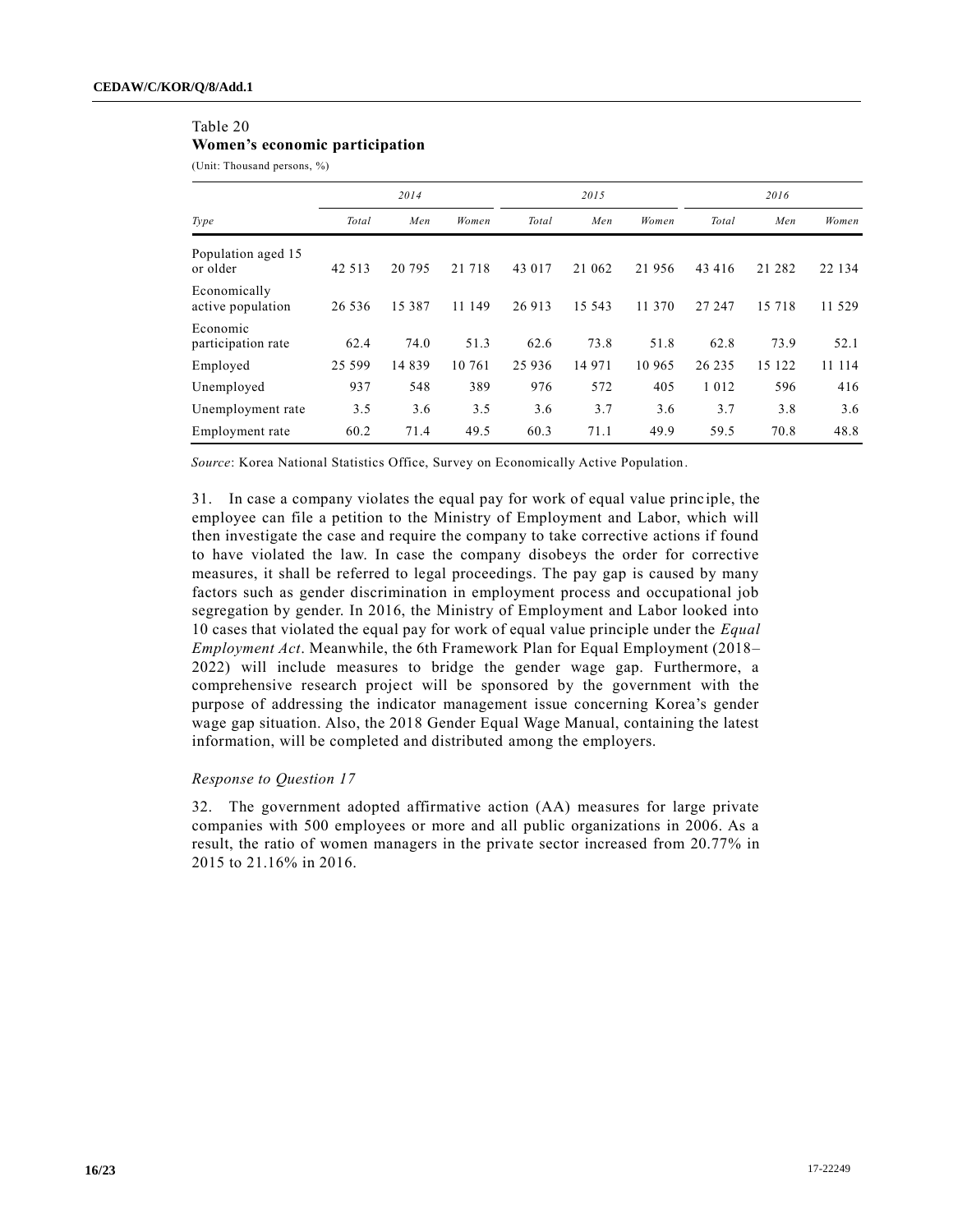Table 20

**Women's economic participation**

(Unit: Thousand persons, %)

| Type | 2014 | | | 2015 | | | 2016 | | |
|---|---|---|---|---|---|---|---|---|---|
| | Total | Men | Women | Total | Men | Women | Total | Men | Women |
| Population aged 15 or older | 42 513 | 20 795 | 21 718 | 43 017 | 21 062 | 21 956 | 43 416 | 21 282 | 22 134 |
| Economically active population | 26 536 | 15 387 | 11 149 | 26 913 | 15 543 | 11 370 | 27 247 | 15 718 | 11 529 |
| Economic participation rate | 62.4 | 74.0 | 51.3 | 62.6 | 73.8 | 51.8 | 62.8 | 73.9 | 52.1 |
| Employed | 25 599 | 14 839 | 10 761 | 25 936 | 14 971 | 10 965 | 26 235 | 15 122 | 11 114 |
| Unemployed | 937 | 548 | 389 | 976 | 572 | 405 | 1 012 | 596 | 416 |
| Unemployment rate | 3.5 | 3.6 | 3.5 | 3.6 | 3.7 | 3.6 | 3.7 | 3.8 | 3.6 |
| Employment rate | 60.2 | 71.4 | 49.5 | 60.3 | 71.1 | 49.9 | 59.5 | 70.8 | 48.8 |

*Source*: Korea National Statistics Office, Survey on Economically Active Population.

31. In case a company violates the equal pay for work of equal value principle, the employee can file a petition to the Ministry of Employment and Labor, which will then investigate the case and require the company to take corrective actions if found to have violated the law. In case the company disobeys the order for corrective measures, it shall be referred to legal proceedings. The pay gap is caused by many factors such as gender discrimination in employment process and occupational job segregation by gender. In 2016, the Ministry of Employment and Labor looked into 10 cases that violated the equal pay for work of equal value principle under the *Equal Employment Act*. Meanwhile, the 6th Framework Plan for Equal Employment (2018–2022) will include measures to bridge the gender wage gap. Furthermore, a comprehensive research project will be sponsored by the government with the purpose of addressing the indicator management issue concerning Korea's gender wage gap situation. Also, the 2018 Gender Equal Wage Manual, containing the latest information, will be completed and distributed among the employers.

*Response to Question 17*

32. The government adopted affirmative action (AA) measures for large private companies with 500 employees or more and all public organizations in 2006. As a result, the ratio of women managers in the private sector increased from 20.77% in 2015 to 21.16% in 2016.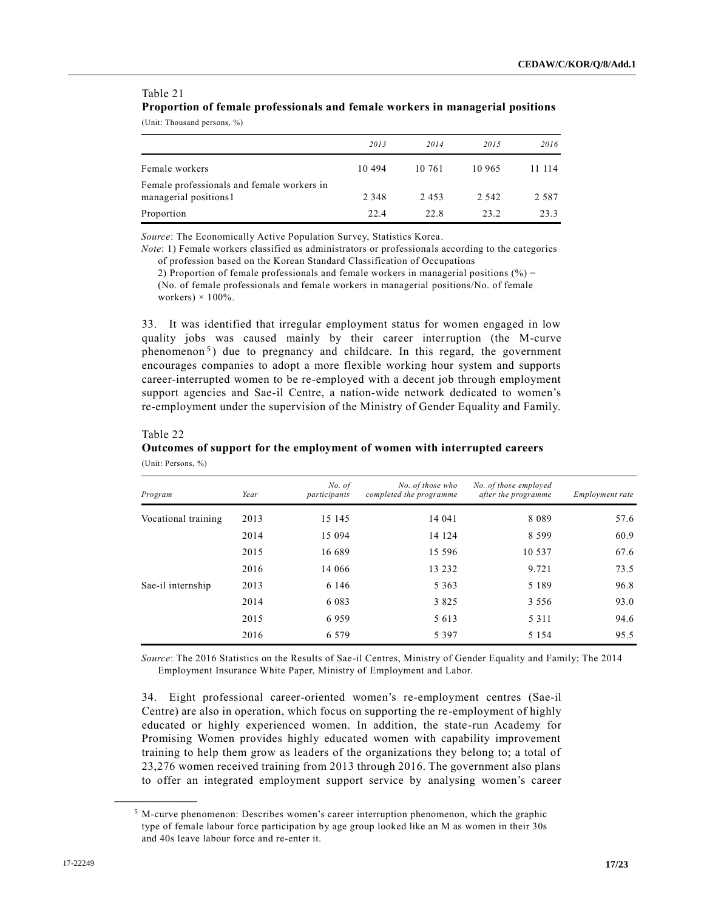Table 21

**Proportion of female professionals and female workers in managerial positions**

(Unit: Thousand persons, %)

| | *2013* | *2014* | *2015* | *2016* |
|---|---|---|---|---|
| Female workers | 10 494 | 10 761 | 10 965 | 11 114 |
| Female professionals and female workers in managerial positions1 | 2 348 | 2 453 | 2 542 | 2 587 |
| Proportion | 22.4 | 22.8 | 23.2 | 23.3 |

*Source*: The Economically Active Population Survey, Statistics Korea.

*Note*: 1) Female workers classified as administrators or professionals according to the categories of profession based on the Korean Standard Classification of Occupations

2) Proportion of female professionals and female workers in managerial positions (%) = (No. of female professionals and female workers in managerial positions/No. of female workers) × 100%.

33. It was identified that irregular employment status for women engaged in low quality jobs was caused mainly by their career interruption (the M-curve phenomenon[5]) due to pregnancy and childcare. In this regard, the government encourages companies to adopt a more flexible working hour system and supports career-interrupted women to be re-employed with a decent job through employment support agencies and Sae-il Centre, a nation-wide network dedicated to women's re-employment under the supervision of the Ministry of Gender Equality and Family.

Table 22

**Outcomes of support for the employment of women with interrupted careers**

(Unit: Persons, %)

| *Program* | *Year* | *No. of participants* | *No. of those who completed the programme* | *No. of those employed after the programme* | *Employment rate* |
|---|---|---|---|---|---|
| Vocational training | 2013 | 15 145 | 14 041 | 8 089 | 57.6 |
| | 2014 | 15 094 | 14 124 | 8 599 | 60.9 |
| | 2015 | 16 689 | 15 596 | 10 537 | 67.6 |
| | 2016 | 14 066 | 13 232 | 9.721 | 73.5 |
| Sae-il internship | 2013 | 6 146 | 5 363 | 5 189 | 96.8 |
| | 2014 | 6 083 | 3 825 | 3 556 | 93.0 |
| | 2015 | 6 959 | 5 613 | 5 311 | 94.6 |
| | 2016 | 6 579 | 5 397 | 5 154 | 95.5 |

*Source*: The 2016 Statistics on the Results of Sae-il Centres, Ministry of Gender Equality and Family; The 2014 Employment Insurance White Paper, Ministry of Employment and Labor.

34. Eight professional career-oriented women's re-employment centres (Sae-il Centre) are also in operation, which focus on supporting the re-employment of highly educated or highly experienced women. In addition, the state-run Academy for Promising Women provides highly educated women with capability improvement training to help them grow as leaders of the organizations they belong to; a total of 23,276 women received training from 2013 through 2016. The government also plans to offer an integrated employment support service by analysing women's career

[5] M-curve phenomenon: Describes women's career interruption phenomenon, which the graphic type of female labour force participation by age group looked like an M as women in their 30s and 40s leave labour force and re-enter it.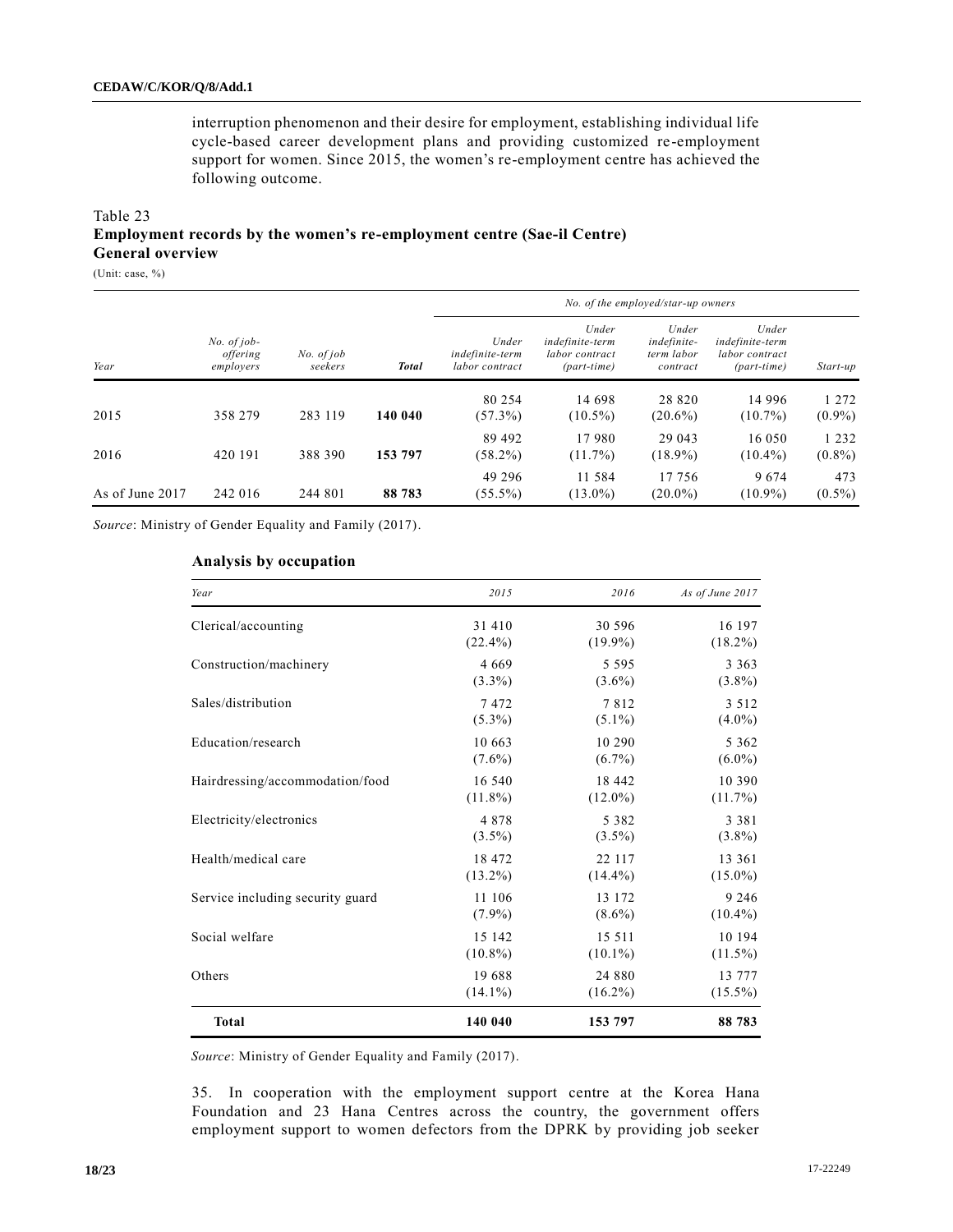interruption phenomenon and their desire for employment, establishing individual life cycle-based career development plans and providing customized re-employment support for women. Since 2015, the women's re-employment centre has achieved the following outcome.

Table 23
**Employment records by the women's re-employment centre (Sae-il Centre)**
**General overview**

(Unit: case, %)

| Year | No. of job-offering employers | No. of job seekers | Total | No. of the employed/star-up owners | | | | |
|---|---|---|---|---|---|---|---|---|
| | | | | Under indefinite-term labor contract | Under indefinite-term labor contract (part-time) | Under indefinite-term labor contract | Under indefinite-term labor contract (part-time) | Start-up |
| 2015 | 358 279 | 283 119 | **140 040** | 80 254 (57.3%) | 14 698 (10.5%) | 28 820 (20.6%) | 14 996 (10.7%) | 1 272 (0.9%) |
| 2016 | 420 191 | 388 390 | **153 797** | 89 492 (58.2%) | 17 980 (11.7%) | 29 043 (18.9%) | 16 050 (10.4%) | 1 232 (0.8%) |
| As of June 2017 | 242 016 | 244 801 | **88 783** | 49 296 (55.5%) | 11 584 (13.0%) | 17 756 (20.0%) | 9 674 (10.9%) | 473 (0.5%) |

*Source*: Ministry of Gender Equality and Family (2017).

**Analysis by occupation**

| Year | 2015 | 2016 | As of June 2017 |
|---|---|---|---|
| Clerical/accounting | 31 410 (22.4%) | 30 596 (19.9%) | 16 197 (18.2%) |
| Construction/machinery | 4 669 (3.3%) | 5 595 (3.6%) | 3 363 (3.8%) |
| Sales/distribution | 7 472 (5.3%) | 7 812 (5.1%) | 3 512 (4.0%) |
| Education/research | 10 663 (7.6%) | 10 290 (6.7%) | 5 362 (6.0%) |
| Hairdressing/accommodation/food | 16 540 (11.8%) | 18 442 (12.0%) | 10 390 (11.7%) |
| Electricity/electronics | 4 878 (3.5%) | 5 382 (3.5%) | 3 381 (3.8%) |
| Health/medical care | 18 472 (13.2%) | 22 117 (14.4%) | 13 361 (15.0%) |
| Service including security guard | 11 106 (7.9%) | 13 172 (8.6%) | 9 246 (10.4%) |
| Social welfare | 15 142 (10.8%) | 15 511 (10.1%) | 10 194 (11.5%) |
| Others | 19 688 (14.1%) | 24 880 (16.2%) | 13 777 (15.5%) |
| **Total** | **140 040** | **153 797** | **88 783** |

*Source*: Ministry of Gender Equality and Family (2017).

35. In cooperation with the employment support centre at the Korea Hana Foundation and 23 Hana Centres across the country, the government offers employment support to women defectors from the DPRK by providing job seeker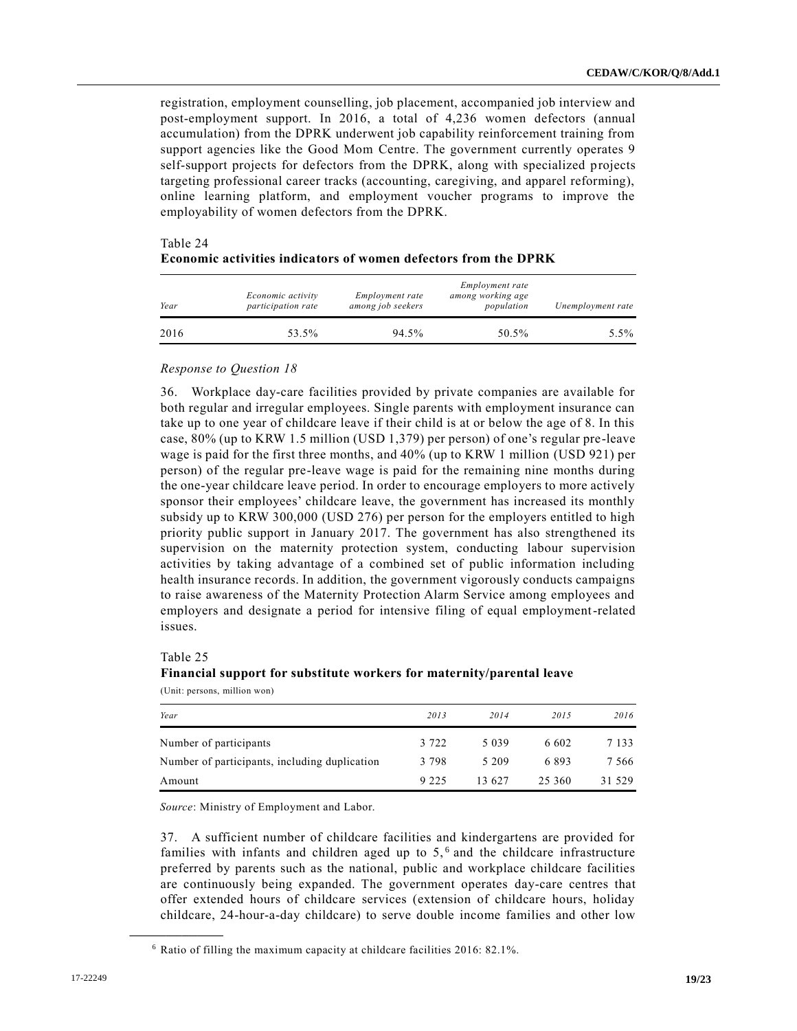registration, employment counselling, job placement, accompanied job interview and post-employment support. In 2016, a total of 4,236 women defectors (annual accumulation) from the DPRK underwent job capability reinforcement training from support agencies like the Good Mom Centre. The government currently operates 9 self-support projects for defectors from the DPRK, along with specialized projects targeting professional career tracks (accounting, caregiving, and apparel reforming), online learning platform, and employment voucher programs to improve the employability of women defectors from the DPRK.

Table 24
**Economic activities indicators of women defectors from the DPRK**

| *Year* | *Economic activity participation rate* | *Employment rate among job seekers* | *Employment rate among working age population* | *Unemployment rate* |
|---|---|---|---|---|
| 2016 | 53.5% | 94.5% | 50.5% | 5.5% |

*Response to Question 18*

36. Workplace day-care facilities provided by private companies are available for both regular and irregular employees. Single parents with employment insurance can take up to one year of childcare leave if their child is at or below the age of 8. In this case, 80% (up to KRW 1.5 million (USD 1,379) per person) of one's regular pre-leave wage is paid for the first three months, and 40% (up to KRW 1 million (USD 921) per person) of the regular pre-leave wage is paid for the remaining nine months during the one-year childcare leave period. In order to encourage employers to more actively sponsor their employees' childcare leave, the government has increased its monthly subsidy up to KRW 300,000 (USD 276) per person for the employers entitled to high priority public support in January 2017. The government has also strengthened its supervision on the maternity protection system, conducting labour supervision activities by taking advantage of a combined set of public information including health insurance records. In addition, the government vigorously conducts campaigns to raise awareness of the Maternity Protection Alarm Service among employees and employers and designate a period for intensive filing of equal employment-related issues.

Table 25
**Financial support for substitute workers for maternity/parental leave**

(Unit: persons, million won)

| *Year* | *2013* | *2014* | *2015* | *2016* |
|---|---|---|---|---|
| Number of participants | 3 722 | 5 039 | 6 602 | 7 133 |
| Number of participants, including duplication | 3 798 | 5 209 | 6 893 | 7 566 |
| Amount | 9 225 | 13 627 | 25 360 | 31 529 |

*Source*: Ministry of Employment and Labor.

37. A sufficient number of childcare facilities and kindergartens are provided for families with infants and children aged up to 5,[6] and the childcare infrastructure preferred by parents such as the national, public and workplace childcare facilities are continuously being expanded. The government operates day-care centres that offer extended hours of childcare services (extension of childcare hours, holiday childcare, 24-hour-a-day childcare) to serve double income families and other low

[6] Ratio of filling the maximum capacity at childcare facilities 2016: 82.1%.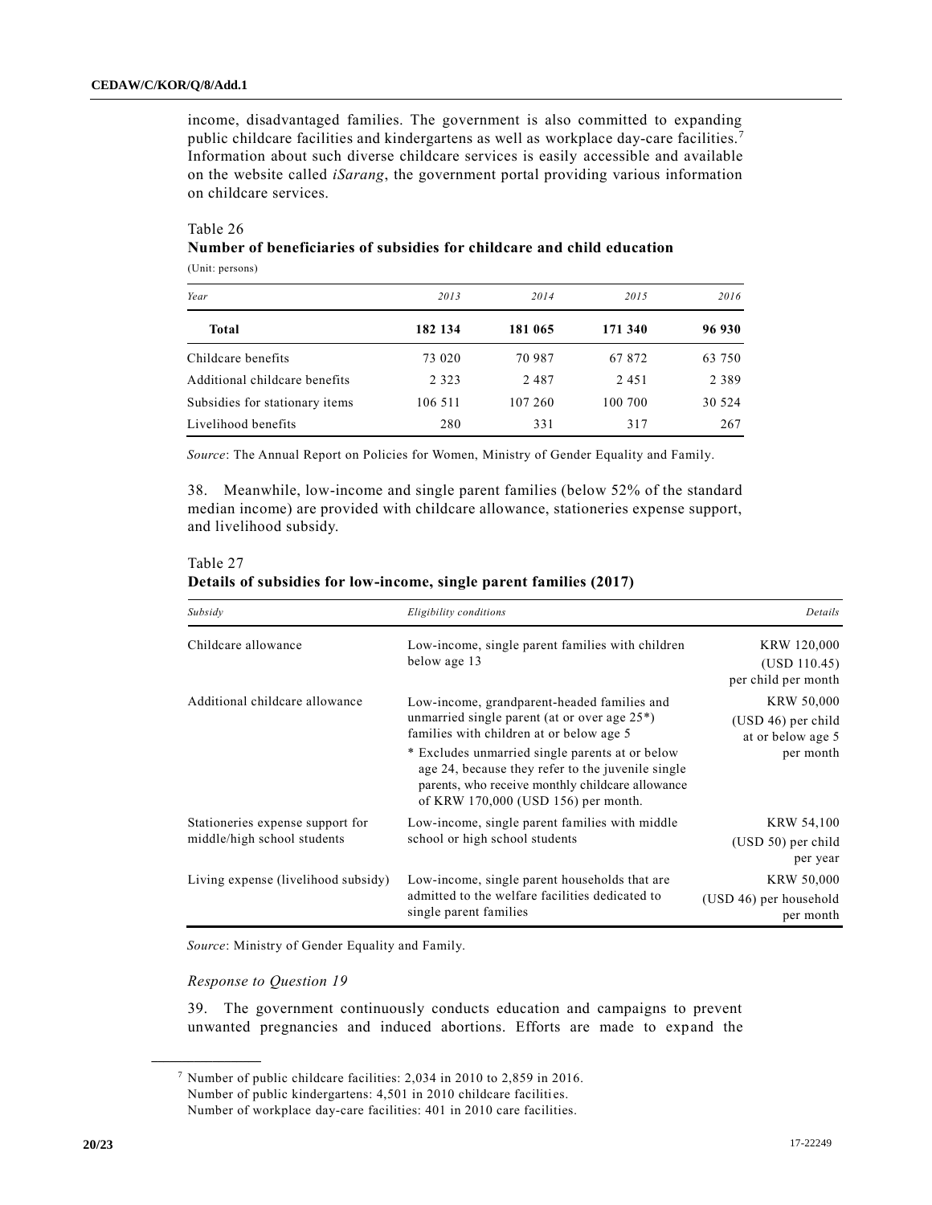income, disadvantaged families. The government is also committed to expanding public childcare facilities and kindergartens as well as workplace day-care facilities.[7] Information about such diverse childcare services is easily accessible and available on the website called *iSarang*, the government portal providing various information on childcare services.

Table 26
**Number of beneficiaries of subsidies for childcare and child education**
(Unit: persons)

| *Year* | *2013* | *2014* | *2015* | *2016* |
|---|---|---|---|---|
| **Total** | **182 134** | **181 065** | **171 340** | **96 930** |
| Childcare benefits | 73 020 | 70 987 | 67 872 | 63 750 |
| Additional childcare benefits | 2 323 | 2 487 | 2 451 | 2 389 |
| Subsidies for stationary items | 106 511 | 107 260 | 100 700 | 30 524 |
| Livelihood benefits | 280 | 331 | 317 | 267 |

*Source*: The Annual Report on Policies for Women, Ministry of Gender Equality and Family.

38. Meanwhile, low-income and single parent families (below 52% of the standard median income) are provided with childcare allowance, stationeries expense support, and livelihood subsidy.

Table 27
**Details of subsidies for low-income, single parent families (2017)**

| *Subsidy* | *Eligibility conditions* | *Details* |
|---|---|---|
| Childcare allowance | Low-income, single parent families with children below age 13 | KRW 120,000 (USD 110.45) per child per month |
| Additional childcare allowance | Low-income, grandparent-headed families and unmarried single parent (at or over age 25*) families with children at or below age 5<br>* Excludes unmarried single parents at or below age 24, because they refer to the juvenile single parents, who receive monthly childcare allowance of KRW 170,000 (USD 156) per month. | KRW 50,000 (USD 46) per child at or below age 5 per month |
| Stationeries expense support for middle/high school students | Low-income, single parent families with middle school or high school students | KRW 54,100 (USD 50) per child per year |
| Living expense (livelihood subsidy) | Low-income, single parent households that are admitted to the welfare facilities dedicated to single parent families | KRW 50,000 (USD 46) per household per month |

*Source*: Ministry of Gender Equality and Family.

*Response to Question 19*

39. The government continuously conducts education and campaigns to prevent unwanted pregnancies and induced abortions. Efforts are made to expand the

---

[7] Number of public childcare facilities: 2,034 in 2010 to 2,859 in 2016.
Number of public kindergartens: 4,501 in 2010 childcare facilities.
Number of workplace day-care facilities: 401 in 2010 care facilities.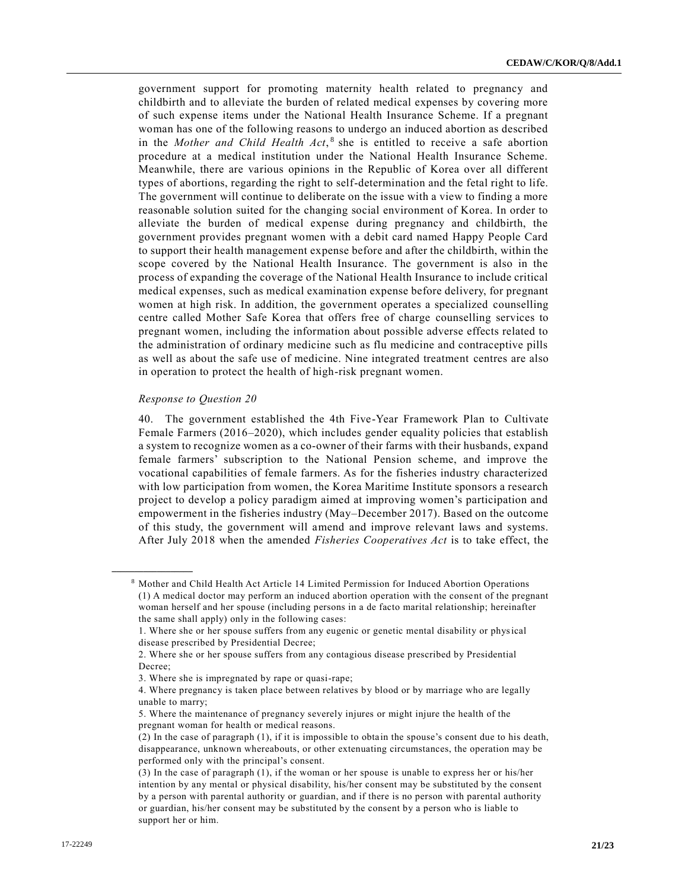government support for promoting maternity health related to pregnancy and childbirth and to alleviate the burden of related medical expenses by covering more of such expense items under the National Health Insurance Scheme. If a pregnant woman has one of the following reasons to undergo an induced abortion as described in the *Mother and Child Health Act*,[8] she is entitled to receive a safe abortion procedure at a medical institution under the National Health Insurance Scheme. Meanwhile, there are various opinions in the Republic of Korea over all different types of abortions, regarding the right to self-determination and the fetal right to life. The government will continue to deliberate on the issue with a view to finding a more reasonable solution suited for the changing social environment of Korea. In order to alleviate the burden of medical expense during pregnancy and childbirth, the government provides pregnant women with a debit card named Happy People Card to support their health management expense before and after the childbirth, within the scope covered by the National Health Insurance. The government is also in the process of expanding the coverage of the National Health Insurance to include critical medical expenses, such as medical examination expense before delivery, for pregnant women at high risk. In addition, the government operates a specialized counselling centre called Mother Safe Korea that offers free of charge counselling services to pregnant women, including the information about possible adverse effects related to the administration of ordinary medicine such as flu medicine and contraceptive pills as well as about the safe use of medicine. Nine integrated treatment centres are also in operation to protect the health of high-risk pregnant women.

*Response to Question 20*

40. The government established the 4th Five-Year Framework Plan to Cultivate Female Farmers (2016–2020), which includes gender equality policies that establish a system to recognize women as a co-owner of their farms with their husbands, expand female farmers' subscription to the National Pension scheme, and improve the vocational capabilities of female farmers. As for the fisheries industry characterized with low participation from women, the Korea Maritime Institute sponsors a research project to develop a policy paradigm aimed at improving women's participation and empowerment in the fisheries industry (May–December 2017). Based on the outcome of this study, the government will amend and improve relevant laws and systems. After July 2018 when the amended *Fisheries Cooperatives Act* is to take effect, the

---

[8] Mother and Child Health Act Article 14 Limited Permission for Induced Abortion Operations
(1) A medical doctor may perform an induced abortion operation with the consent of the pregnant woman herself and her spouse (including persons in a de facto marital relationship; hereinafter the same shall apply) only in the following cases:
1. Where she or her spouse suffers from any eugenic or genetic mental disability or physical disease prescribed by Presidential Decree;
2. Where she or her spouse suffers from any contagious disease prescribed by Presidential Decree;
3. Where she is impregnated by rape or quasi-rape;
4. Where pregnancy is taken place between relatives by blood or by marriage who are legally unable to marry;
5. Where the maintenance of pregnancy severely injures or might injure the health of the pregnant woman for health or medical reasons.
(2) In the case of paragraph (1), if it is impossible to obtain the spouse's consent due to his death, disappearance, unknown whereabouts, or other extenuating circumstances, the operation may be performed only with the principal's consent.
(3) In the case of paragraph (1), if the woman or her spouse is unable to express her or his/her intention by any mental or physical disability, his/her consent may be substituted by the consent by a person with parental authority or guardian, and if there is no person with parental authority or guardian, his/her consent may be substituted by the consent by a person who is liable to support her or him.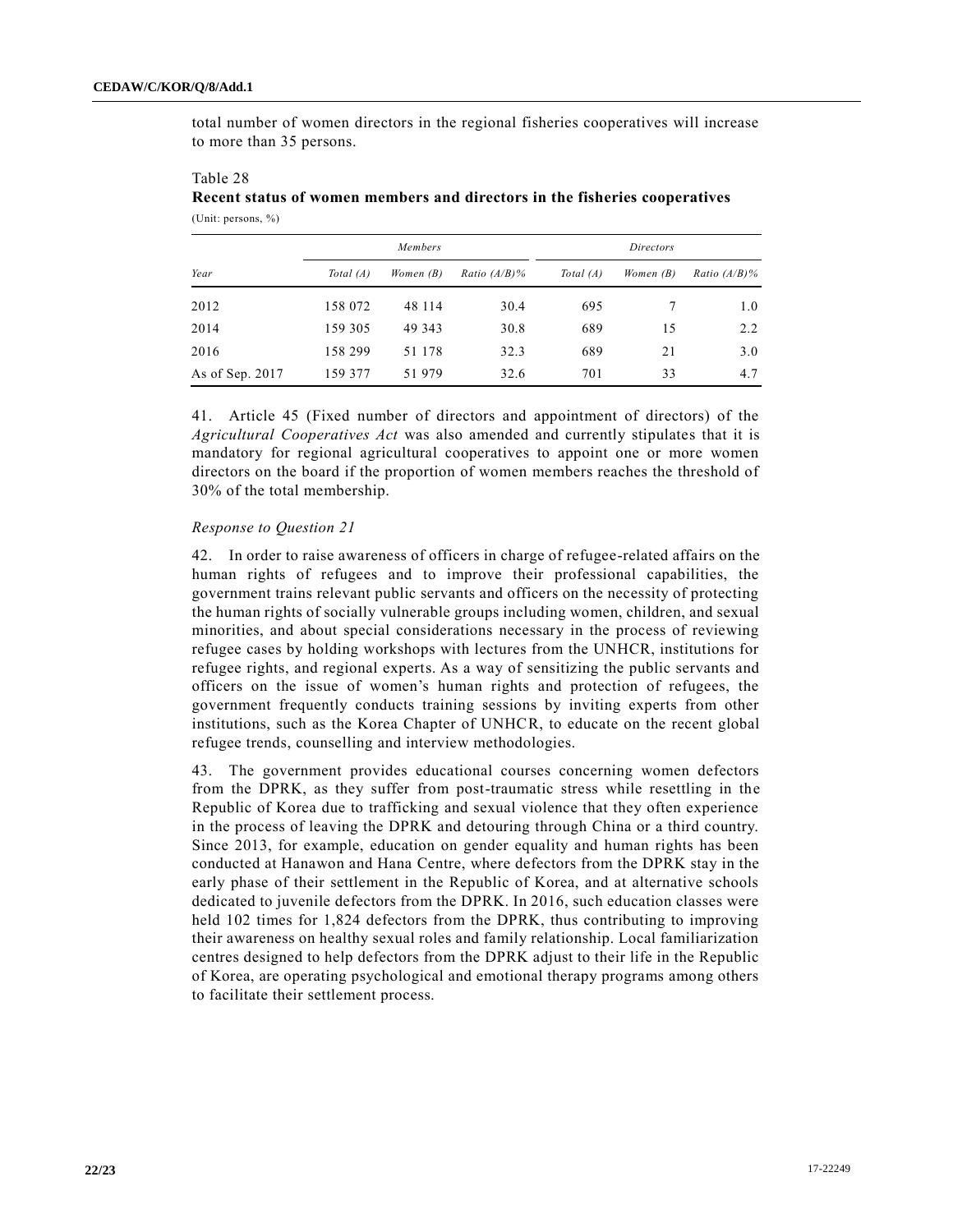total number of women directors in the regional fisheries cooperatives will increase to more than 35 persons.

Table 28

**Recent status of women members and directors in the fisheries cooperatives**

(Unit: persons, %)

| | *Members* | | | *Directors* | | |
|---|---|---|---|---|---|---|
| *Year* | *Total (A)* | *Women (B)* | *Ratio (A/B)%* | *Total (A)* | *Women (B)* | *Ratio (A/B)%* |
| 2012 | 158 072 | 48 114 | 30.4 | 695 | 7 | 1.0 |
| 2014 | 159 305 | 49 343 | 30.8 | 689 | 15 | 2.2 |
| 2016 | 158 299 | 51 178 | 32.3 | 689 | 21 | 3.0 |
| As of Sep. 2017 | 159 377 | 51 979 | 32.6 | 701 | 33 | 4.7 |

41. Article 45 (Fixed number of directors and appointment of directors) of the *Agricultural Cooperatives Act* was also amended and currently stipulates that it is mandatory for regional agricultural cooperatives to appoint one or more women directors on the board if the proportion of women members reaches the threshold of 30% of the total membership.

*Response to Question 21*

42. In order to raise awareness of officers in charge of refugee-related affairs on the human rights of refugees and to improve their professional capabilities, the government trains relevant public servants and officers on the necessity of protecting the human rights of socially vulnerable groups including women, children, and sexual minorities, and about special considerations necessary in the process of reviewing refugee cases by holding workshops with lectures from the UNHCR, institutions for refugee rights, and regional experts. As a way of sensitizing the public servants and officers on the issue of women's human rights and protection of refugees, the government frequently conducts training sessions by inviting experts from other institutions, such as the Korea Chapter of UNHCR, to educate on the recent global refugee trends, counselling and interview methodologies.

43. The government provides educational courses concerning women defectors from the DPRK, as they suffer from post-traumatic stress while resettling in the Republic of Korea due to trafficking and sexual violence that they often experience in the process of leaving the DPRK and detouring through China or a third country. Since 2013, for example, education on gender equality and human rights has been conducted at Hanawon and Hana Centre, where defectors from the DPRK stay in the early phase of their settlement in the Republic of Korea, and at alternative schools dedicated to juvenile defectors from the DPRK. In 2016, such education classes were held 102 times for 1,824 defectors from the DPRK, thus contributing to improving their awareness on healthy sexual roles and family relationship. Local familiarization centres designed to help defectors from the DPRK adjust to their life in the Republic of Korea, are operating psychological and emotional therapy programs among others to facilitate their settlement process.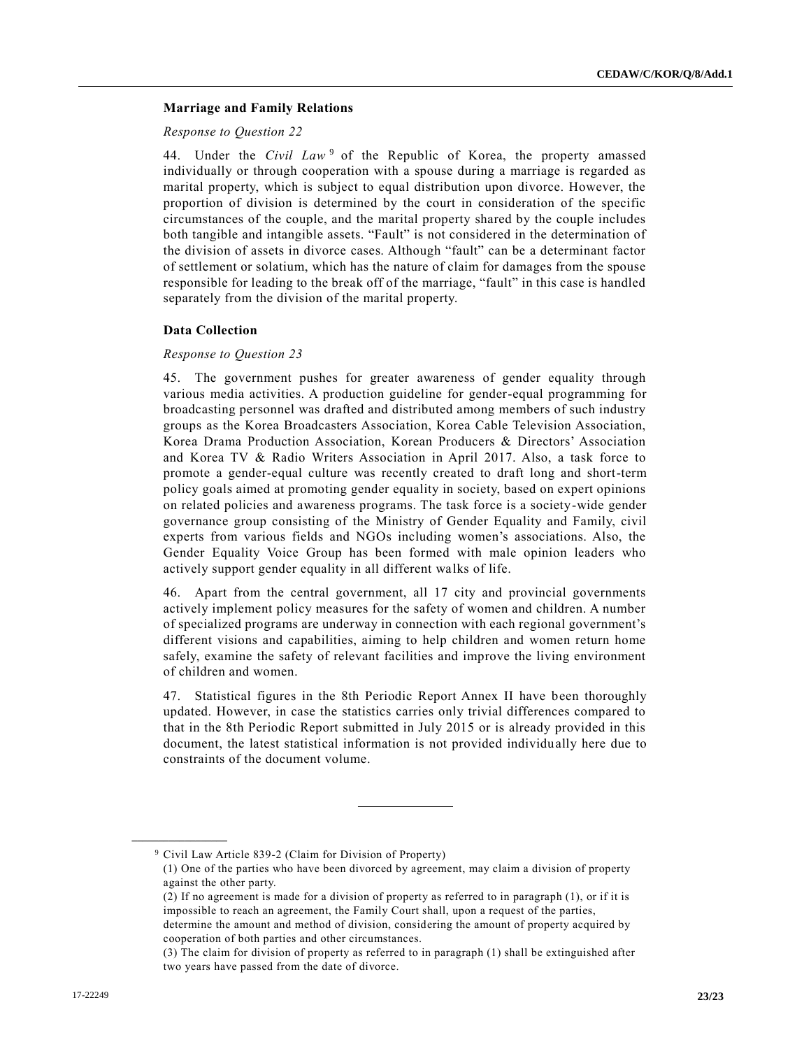### Marriage and Family Relations

*Response to Question 22*

44. Under the *Civil Law* [9] of the Republic of Korea, the property amassed individually or through cooperation with a spouse during a marriage is regarded as marital property, which is subject to equal distribution upon divorce. However, the proportion of division is determined by the court in consideration of the specific circumstances of the couple, and the marital property shared by the couple includes both tangible and intangible assets. "Fault" is not considered in the determination of the division of assets in divorce cases. Although "fault" can be a determinant factor of settlement or solatium, which has the nature of claim for damages from the spouse responsible for leading to the break off of the marriage, "fault" in this case is handled separately from the division of the marital property.

### Data Collection

*Response to Question 23*

45. The government pushes for greater awareness of gender equality through various media activities. A production guideline for gender-equal programming for broadcasting personnel was drafted and distributed among members of such industry groups as the Korea Broadcasters Association, Korea Cable Television Association, Korea Drama Production Association, Korean Producers & Directors' Association and Korea TV & Radio Writers Association in April 2017. Also, a task force to promote a gender-equal culture was recently created to draft long and short-term policy goals aimed at promoting gender equality in society, based on expert opinions on related policies and awareness programs. The task force is a society-wide gender governance group consisting of the Ministry of Gender Equality and Family, civil experts from various fields and NGOs including women's associations. Also, the Gender Equality Voice Group has been formed with male opinion leaders who actively support gender equality in all different walks of life.

46. Apart from the central government, all 17 city and provincial governments actively implement policy measures for the safety of women and children. A number of specialized programs are underway in connection with each regional government's different visions and capabilities, aiming to help children and women return home safely, examine the safety of relevant facilities and improve the living environment of children and women.

47. Statistical figures in the 8th Periodic Report Annex II have been thoroughly updated. However, in case the statistics carries only trivial differences compared to that in the 8th Periodic Report submitted in July 2015 or is already provided in this document, the latest statistical information is not provided individually here due to constraints of the document volume.

---

[9] Civil Law Article 839-2 (Claim for Division of Property)

(1) One of the parties who have been divorced by agreement, may claim a division of property against the other party.

(2) If no agreement is made for a division of property as referred to in paragraph (1), or if it is impossible to reach an agreement, the Family Court shall, upon a request of the parties, determine the amount and method of division, considering the amount of property acquired by cooperation of both parties and other circumstances.

(3) The claim for division of property as referred to in paragraph (1) shall be extinguished after two years have passed from the date of divorce.